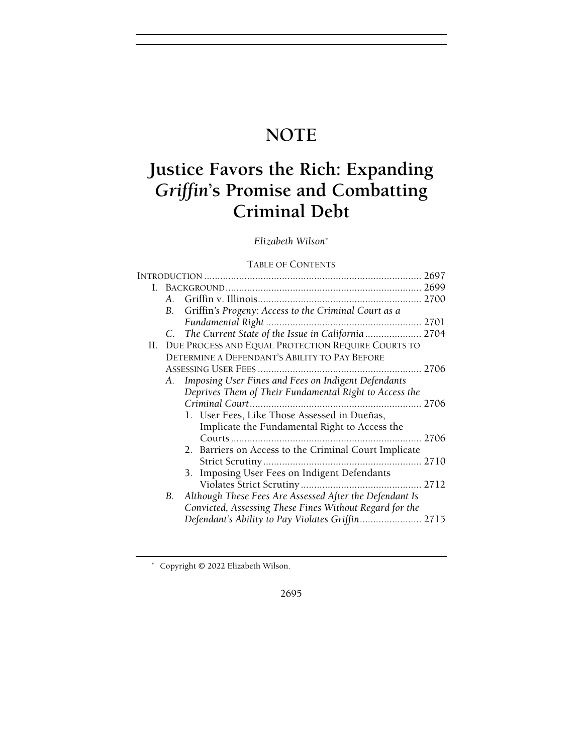# NOTE

# Justice Favors the Rich: Expanding *Griffin*'s Promise and Combatting Criminal Debt

*Elizabeth Wilson*[*]

TABLE OF CONTENTS

INTRODUCTION ................................................................................ 2697

I. BACKGROUND ........................................................................ 2699

  A. Griffin v. Illinois ............................................................ 2700

  B. *Griffin's Progeny: Access to the Criminal Court as a Fundamental Right* ........................................................ 2701

  C. *The Current State of the Issue in California* ..................... 2704

II. DUE PROCESS AND EQUAL PROTECTION REQUIRE COURTS TO DETERMINE A DEFENDANT'S ABILITY TO PAY BEFORE ASSESSING USER FEES ............................................................ 2706

  A. *Imposing User Fines and Fees on Indigent Defendants Deprives Them of Their Fundamental Right to Access the Criminal Court* ............................................................... 2706

    1. User Fees, Like Those Assessed in Dueñas, Implicate the Fundamental Right to Access the Courts ...................................................................... 2706

    2. Barriers on Access to the Criminal Court Implicate Strict Scrutiny .......................................................... 2710

    3. Imposing User Fees on Indigent Defendants Violates Strict Scrutiny ............................................ 2712

  B. *Although These Fees Are Assessed After the Defendant Is Convicted, Assessing These Fines Without Regard for the Defendant's Ability to Pay Violates Griffin* ...................... 2715

[*] Copyright © 2022 Elizabeth Wilson.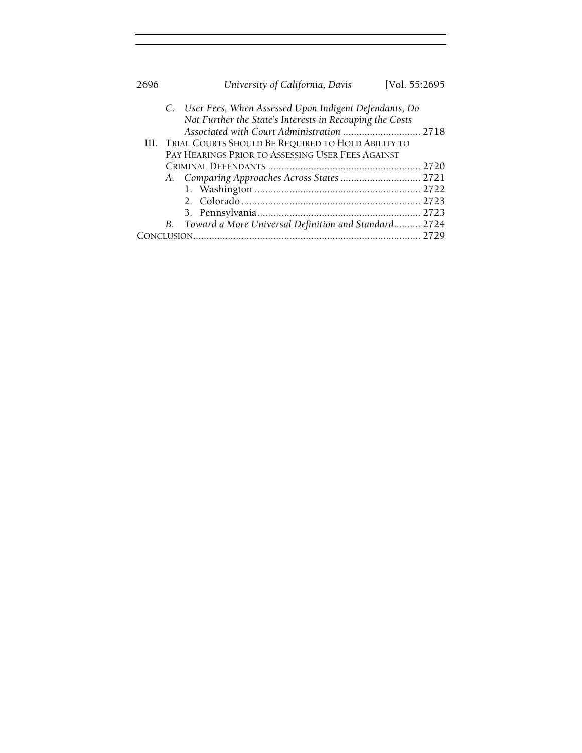C. *User Fees, When Assessed Upon Indigent Defendants, Do Not Further the State's Interests in Recouping the Costs Associated with Court Administration* ............................ 2718

III. TRIAL COURTS SHOULD BE REQUIRED TO HOLD ABILITY TO PAY HEARINGS PRIOR TO ASSESSING USER FEES AGAINST CRIMINAL DEFENDANTS ........................................................ 2720

A. *Comparing Approaches Across States* .............................. 2721

1. Washington ............................................................. 2722
2. Colorado ................................................................. 2723
3. Pennsylvania ............................................................ 2723

B. *Toward a More Universal Definition and Standard*.......... 2724

CONCLUSION.................................................................................... 2729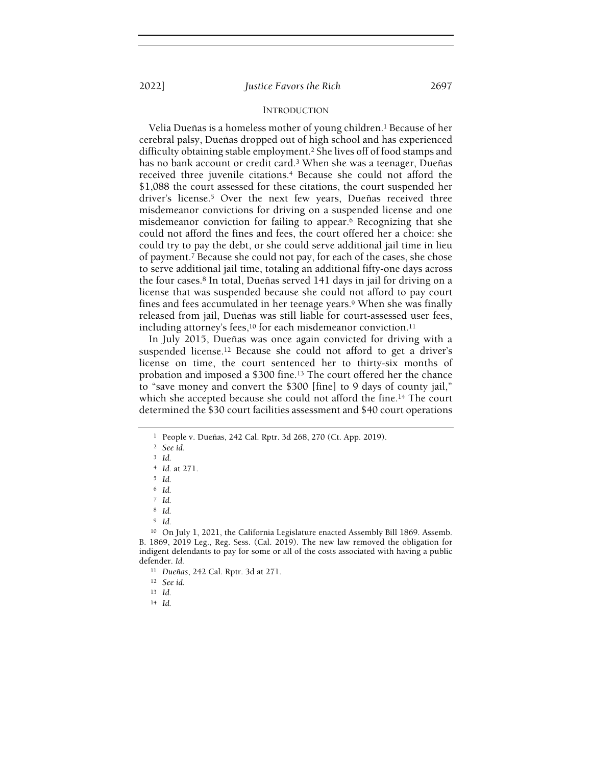## INTRODUCTION

Velia Dueñas is a homeless mother of young children.[1] Because of her cerebral palsy, Dueñas dropped out of high school and has experienced difficulty obtaining stable employment.[2] She lives off of food stamps and has no bank account or credit card.[3] When she was a teenager, Dueñas received three juvenile citations.[4] Because she could not afford the $1,088 the court assessed for these citations, the court suspended her driver's license.[5] Over the next few years, Dueñas received three misdemeanor convictions for driving on a suspended license and one misdemeanor conviction for failing to appear.[6] Recognizing that she could not afford the fines and fees, the court offered her a choice: she could try to pay the debt, or she could serve additional jail time in lieu of payment.[7] Because she could not pay, for each of the cases, she chose to serve additional jail time, totaling an additional fifty-one days across the four cases.[8] In total, Dueñas served 141 days in jail for driving on a license that was suspended because she could not afford to pay court fines and fees accumulated in her teenage years.[9] When she was finally released from jail, Dueñas was still liable for court-assessed user fees, including attorney's fees,[10] for each misdemeanor conviction.[11]

In July 2015, Dueñas was once again convicted for driving with a suspended license.[12] Because she could not afford to get a driver's license on time, the court sentenced her to thirty-six months of probation and imposed a $300 fine.[13] The court offered her the chance to "save money and convert the $300 [fine] to 9 days of county jail," which she accepted because she could not afford the fine.[14] The court determined the $30 court facilities assessment and $40 court operations

---

[1] People v. Dueñas, 242 Cal. Rptr. 3d 268, 270 (Ct. App. 2019).

[2] *See id.*

[3] *Id.*

[4] *Id.* at 271.

[5] *Id.*

[6] *Id.*

[7] *Id.*

[8] *Id.*

[9] *Id.*

[10] On July 1, 2021, the California Legislature enacted Assembly Bill 1869. Assemb. B. 1869, 2019 Leg., Reg. Sess. (Cal. 2019). The new law removed the obligation for indigent defendants to pay for some or all of the costs associated with having a public defender. *Id.*

[11] *Dueñas*, 242 Cal. Rptr. 3d at 271.

[12] *See id.*

[13] *Id.*

[14] *Id.*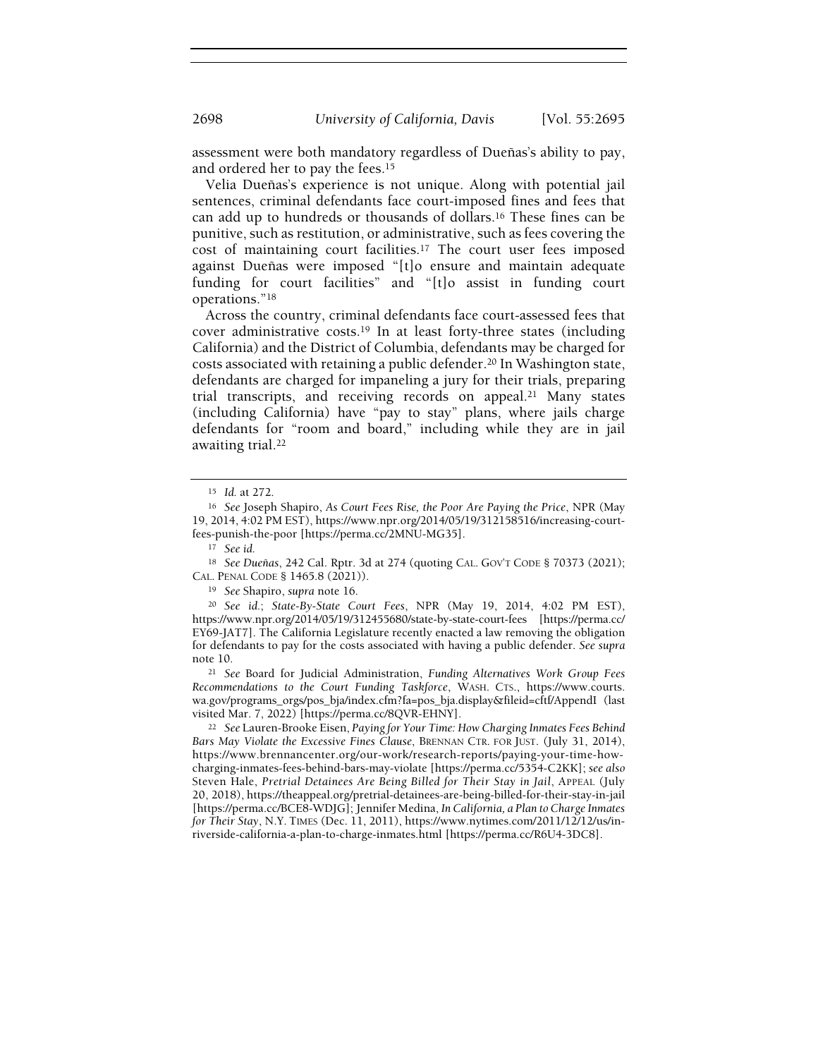assessment were both mandatory regardless of Dueñas's ability to pay, and ordered her to pay the fees.[15]

Velia Dueñas's experience is not unique. Along with potential jail sentences, criminal defendants face court-imposed fines and fees that can add up to hundreds or thousands of dollars.[16] These fines can be punitive, such as restitution, or administrative, such as fees covering the cost of maintaining court facilities.[17] The court user fees imposed against Dueñas were imposed "[t]o ensure and maintain adequate funding for court facilities" and "[t]o assist in funding court operations."[18]

Across the country, criminal defendants face court-assessed fees that cover administrative costs.[19] In at least forty-three states (including California) and the District of Columbia, defendants may be charged for costs associated with retaining a public defender.[20] In Washington state, defendants are charged for impaneling a jury for their trials, preparing trial transcripts, and receiving records on appeal.[21] Many states (including California) have "pay to stay" plans, where jails charge defendants for "room and board," including while they are in jail awaiting trial.[22]

---

[15] *Id.* at 272.

[16] *See* Joseph Shapiro, *As Court Fees Rise, the Poor Are Paying the Price*, NPR (May 19, 2014, 4:02 PM EST), https://www.npr.org/2014/05/19/312158516/increasing-court-fees-punish-the-poor [https://perma.cc/2MNU-MG35].

[17] *See id.*

[18] *See Dueñas*, 242 Cal. Rptr. 3d at 274 (quoting CAL. GOV'T CODE § 70373 (2021); CAL. PENAL CODE § 1465.8 (2021)).

[19] *See* Shapiro, *supra* note 16.

[20] *See id.*; *State-By-State Court Fees*, NPR (May 19, 2014, 4:02 PM EST), https://www.npr.org/2014/05/19/312455680/state-by-state-court-fees [https://perma.cc/EY69-JAT7]. The California Legislature recently enacted a law removing the obligation for defendants to pay for the costs associated with having a public defender. *See supra* note 10.

[21] *See* Board for Judicial Administration, *Funding Alternatives Work Group Fees Recommendations to the Court Funding Taskforce*, WASH. CTS., https://www.courts.wa.gov/programs_orgs/pos_bja/index.cfm?fa=pos_bja.display&fileid=cftf/AppendI (last visited Mar. 7, 2022) [https://perma.cc/8QVR-EHNY].

[22] *See* Lauren-Brooke Eisen, *Paying for Your Time: How Charging Inmates Fees Behind Bars May Violate the Excessive Fines Clause*, BRENNAN CTR. FOR JUST. (July 31, 2014), https://www.brennancenter.org/our-work/research-reports/paying-your-time-how-charging-inmates-fees-behind-bars-may-violate [https://perma.cc/5354-C2KK]; *see also* Steven Hale, *Pretrial Detainees Are Being Billed for Their Stay in Jail*, APPEAL (July 20, 2018), https://theappeal.org/pretrial-detainees-are-being-billed-for-their-stay-in-jail [https://perma.cc/BCE8-WDJG]; Jennifer Medina, *In California, a Plan to Charge Inmates for Their Stay*, N.Y. TIMES (Dec. 11, 2011), https://www.nytimes.com/2011/12/12/us/in-riverside-california-a-plan-to-charge-inmates.html [https://perma.cc/R6U4-3DC8].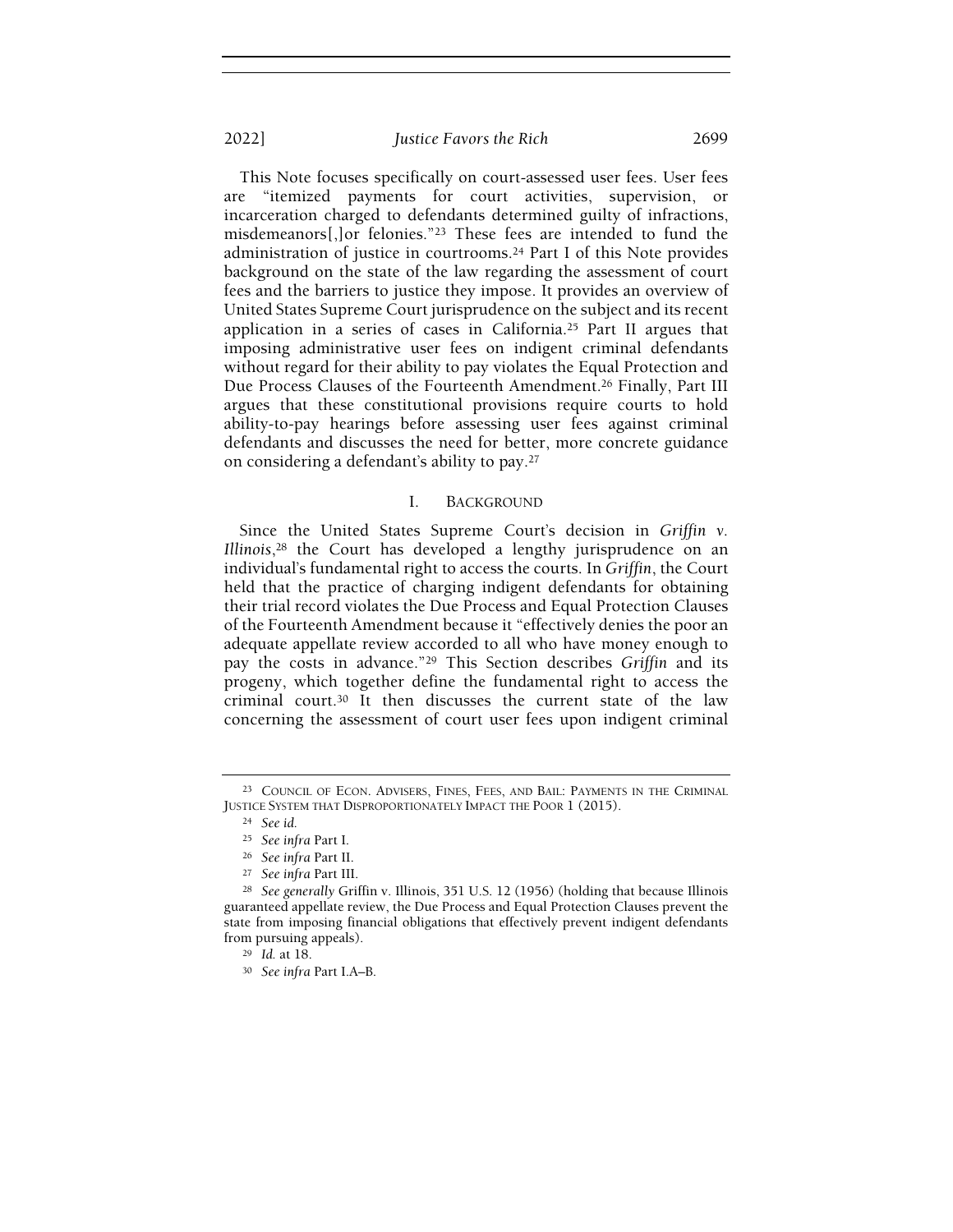This Note focuses specifically on court-assessed user fees. User fees are "itemized payments for court activities, supervision, or incarceration charged to defendants determined guilty of infractions, misdemeanors[,]or felonies."[23] These fees are intended to fund the administration of justice in courtrooms.[24] Part I of this Note provides background on the state of the law regarding the assessment of court fees and the barriers to justice they impose. It provides an overview of United States Supreme Court jurisprudence on the subject and its recent application in a series of cases in California.[25] Part II argues that imposing administrative user fees on indigent criminal defendants without regard for their ability to pay violates the Equal Protection and Due Process Clauses of the Fourteenth Amendment.[26] Finally, Part III argues that these constitutional provisions require courts to hold ability-to-pay hearings before assessing user fees against criminal defendants and discusses the need for better, more concrete guidance on considering a defendant's ability to pay.[27]

## I. BACKGROUND

Since the United States Supreme Court's decision in *Griffin v. Illinois*,[28] the Court has developed a lengthy jurisprudence on an individual's fundamental right to access the courts. In *Griffin*, the Court held that the practice of charging indigent defendants for obtaining their trial record violates the Due Process and Equal Protection Clauses of the Fourteenth Amendment because it "effectively denies the poor an adequate appellate review accorded to all who have money enough to pay the costs in advance."[29] This Section describes *Griffin* and its progeny, which together define the fundamental right to access the criminal court.[30] It then discusses the current state of the law concerning the assessment of court user fees upon indigent criminal

---

[23] COUNCIL OF ECON. ADVISERS, FINES, FEES, AND BAIL: PAYMENTS IN THE CRIMINAL JUSTICE SYSTEM THAT DISPROPORTIONATELY IMPACT THE POOR 1 (2015).

[24] *See id.*

[25] *See infra* Part I.

[26] *See infra* Part II.

[27] *See infra* Part III.

[28] *See generally* Griffin v. Illinois, 351 U.S. 12 (1956) (holding that because Illinois guaranteed appellate review, the Due Process and Equal Protection Clauses prevent the state from imposing financial obligations that effectively prevent indigent defendants from pursuing appeals).

[29] *Id.* at 18.

[30] *See infra* Part I.A–B.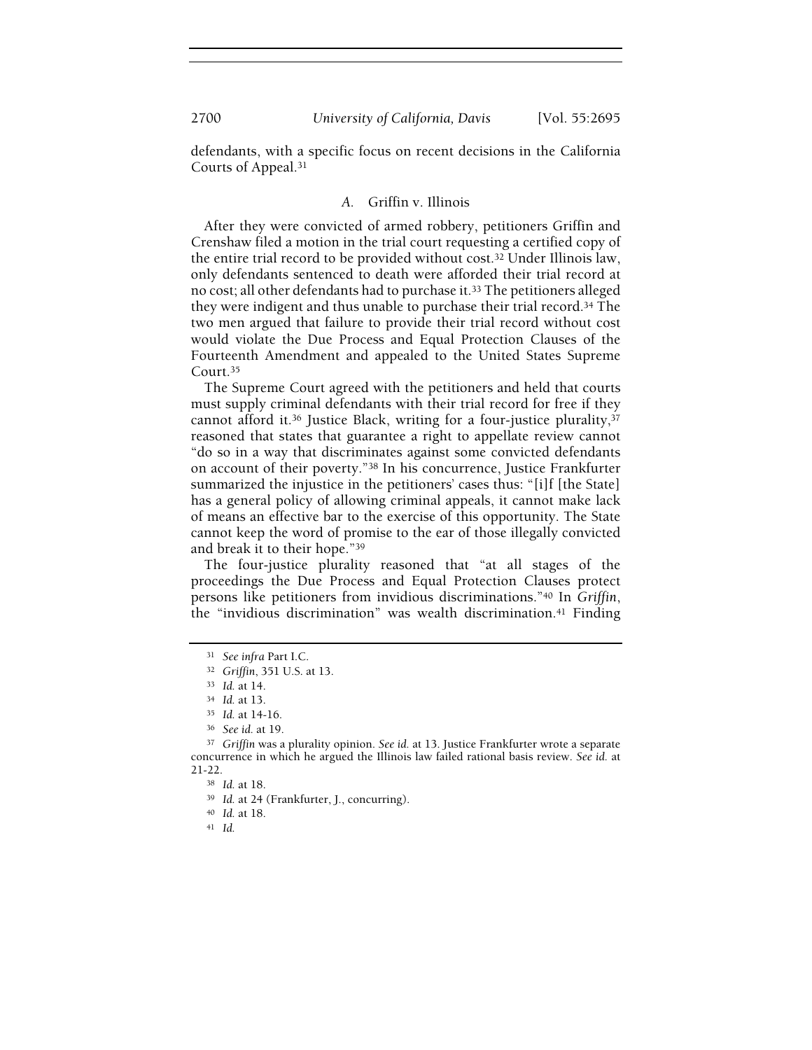defendants, with a specific focus on recent decisions in the California Courts of Appeal.[31]

### *A.* Griffin v. Illinois

After they were convicted of armed robbery, petitioners Griffin and Crenshaw filed a motion in the trial court requesting a certified copy of the entire trial record to be provided without cost.[32] Under Illinois law, only defendants sentenced to death were afforded their trial record at no cost; all other defendants had to purchase it.[33] The petitioners alleged they were indigent and thus unable to purchase their trial record.[34] The two men argued that failure to provide their trial record without cost would violate the Due Process and Equal Protection Clauses of the Fourteenth Amendment and appealed to the United States Supreme Court.[35]

The Supreme Court agreed with the petitioners and held that courts must supply criminal defendants with their trial record for free if they cannot afford it.[36] Justice Black, writing for a four-justice plurality,[37] reasoned that states that guarantee a right to appellate review cannot "do so in a way that discriminates against some convicted defendants on account of their poverty."[38] In his concurrence, Justice Frankfurter summarized the injustice in the petitioners' cases thus: "[i]f [the State] has a general policy of allowing criminal appeals, it cannot make lack of means an effective bar to the exercise of this opportunity. The State cannot keep the word of promise to the ear of those illegally convicted and break it to their hope."[39]

The four-justice plurality reasoned that "at all stages of the proceedings the Due Process and Equal Protection Clauses protect persons like petitioners from invidious discriminations."[40] In *Griffin*, the "invidious discrimination" was wealth discrimination.[41] Finding

---

[31] *See infra* Part I.C.

[32] *Griffin*, 351 U.S. at 13.

[33] *Id.* at 14.

[34] *Id.* at 13.

[35] *Id.* at 14-16.

[36] *See id.* at 19.

[37] *Griffin* was a plurality opinion. *See id.* at 13. Justice Frankfurter wrote a separate concurrence in which he argued the Illinois law failed rational basis review. *See id.* at 21-22.

[38] *Id.* at 18.

[39] *Id.* at 24 (Frankfurter, J., concurring).

[40] *Id.* at 18.

[41] *Id.*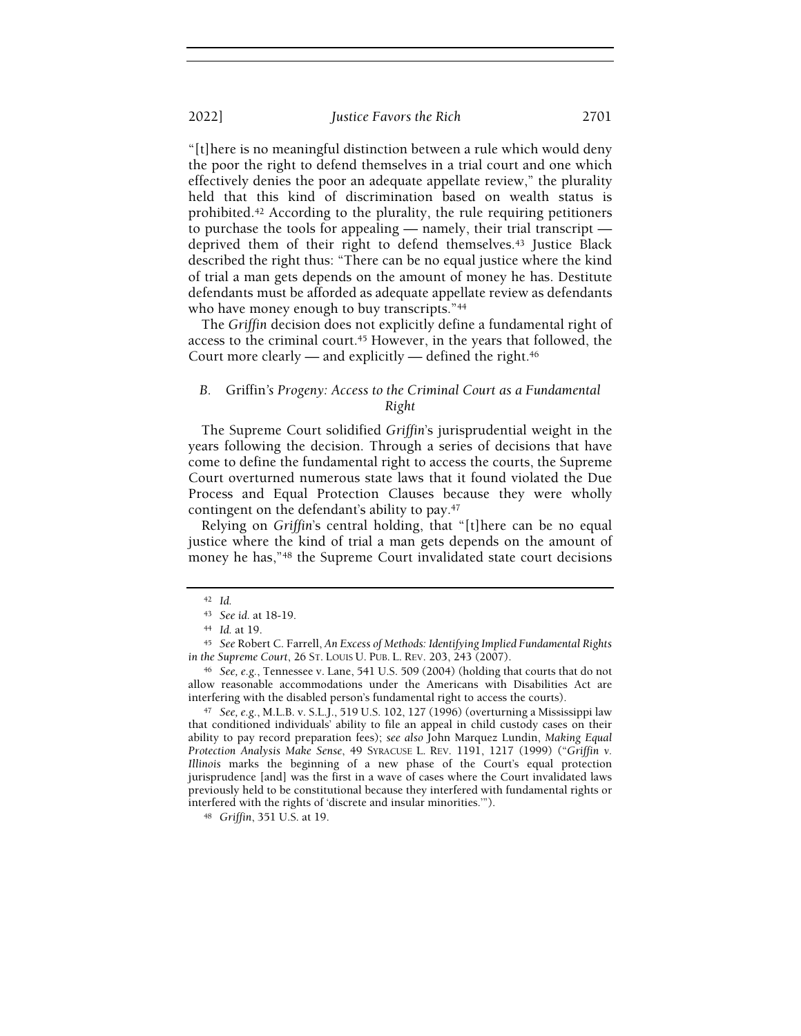"[t]here is no meaningful distinction between a rule which would deny the poor the right to defend themselves in a trial court and one which effectively denies the poor an adequate appellate review," the plurality held that this kind of discrimination based on wealth status is prohibited.[42] According to the plurality, the rule requiring petitioners to purchase the tools for appealing — namely, their trial transcript — deprived them of their right to defend themselves.[43] Justice Black described the right thus: "There can be no equal justice where the kind of trial a man gets depends on the amount of money he has. Destitute defendants must be afforded as adequate appellate review as defendants who have money enough to buy transcripts."[44]

The *Griffin* decision does not explicitly define a fundamental right of access to the criminal court.[45] However, in the years that followed, the Court more clearly — and explicitly — defined the right.[46]

### B. Griffin*'s Progeny: Access to the Criminal Court as a Fundamental Right*

The Supreme Court solidified *Griffin*'s jurisprudential weight in the years following the decision. Through a series of decisions that have come to define the fundamental right to access the courts, the Supreme Court overturned numerous state laws that it found violated the Due Process and Equal Protection Clauses because they were wholly contingent on the defendant's ability to pay.[47]

Relying on *Griffin*'s central holding, that "[t]here can be no equal justice where the kind of trial a man gets depends on the amount of money he has,"[48] the Supreme Court invalidated state court decisions

---

[42] *Id.*

[43] *See id.* at 18-19.

[44] *Id.* at 19.

[45] *See* Robert C. Farrell, *An Excess of Methods: Identifying Implied Fundamental Rights in the Supreme Court*, 26 ST. LOUIS U. PUB. L. REV. 203, 243 (2007).

[46] *See, e.g.*, Tennessee v. Lane, 541 U.S. 509 (2004) (holding that courts that do not allow reasonable accommodations under the Americans with Disabilities Act are interfering with the disabled person's fundamental right to access the courts).

[47] *See, e.g.*, M.L.B. v. S.L.J., 519 U.S. 102, 127 (1996) (overturning a Mississippi law that conditioned individuals' ability to file an appeal in child custody cases on their ability to pay record preparation fees); *see also* John Marquez Lundin, *Making Equal Protection Analysis Make Sense*, 49 SYRACUSE L. REV. 1191, 1217 (1999) ("*Griffin v. Illinois* marks the beginning of a new phase of the Court's equal protection jurisprudence [and] was the first in a wave of cases where the Court invalidated laws previously held to be constitutional because they interfered with fundamental rights or interfered with the rights of 'discrete and insular minorities.'").

[48] *Griffin*, 351 U.S. at 19.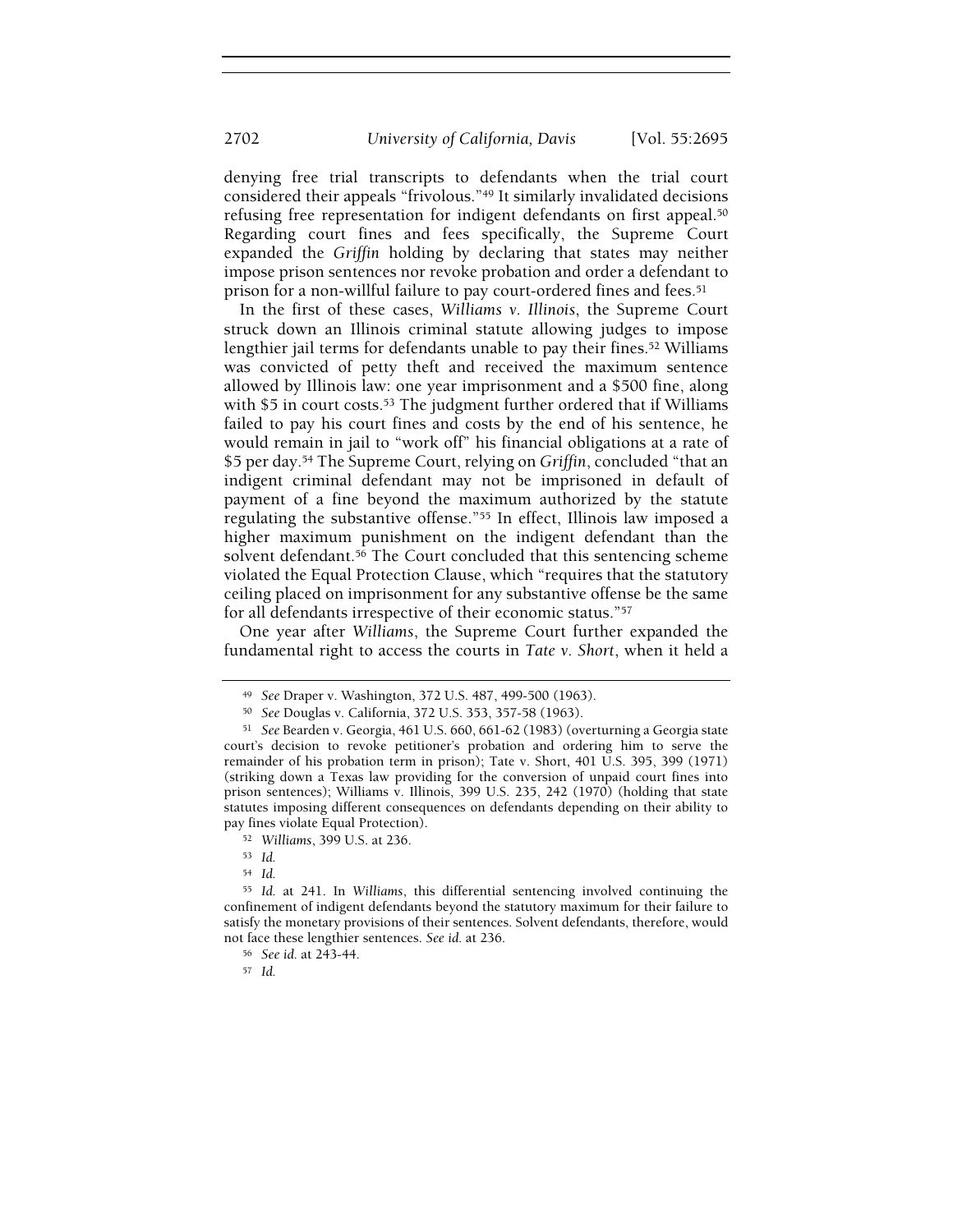denying free trial transcripts to defendants when the trial court considered their appeals "frivolous."[49] It similarly invalidated decisions refusing free representation for indigent defendants on first appeal.[50] Regarding court fines and fees specifically, the Supreme Court expanded the *Griffin* holding by declaring that states may neither impose prison sentences nor revoke probation and order a defendant to prison for a non-willful failure to pay court-ordered fines and fees.[51]

In the first of these cases, *Williams v. Illinois*, the Supreme Court struck down an Illinois criminal statute allowing judges to impose lengthier jail terms for defendants unable to pay their fines.[52] Williams was convicted of petty theft and received the maximum sentence allowed by Illinois law: one year imprisonment and a $500 fine, along with $5 in court costs.[53] The judgment further ordered that if Williams failed to pay his court fines and costs by the end of his sentence, he would remain in jail to "work off" his financial obligations at a rate of $5 per day.[54] The Supreme Court, relying on *Griffin*, concluded "that an indigent criminal defendant may not be imprisoned in default of payment of a fine beyond the maximum authorized by the statute regulating the substantive offense."[55] In effect, Illinois law imposed a higher maximum punishment on the indigent defendant than the solvent defendant.[56] The Court concluded that this sentencing scheme violated the Equal Protection Clause, which "requires that the statutory ceiling placed on imprisonment for any substantive offense be the same for all defendants irrespective of their economic status."[57]

One year after *Williams*, the Supreme Court further expanded the fundamental right to access the courts in *Tate v. Short*, when it held a

---

[49] *See* Draper v. Washington, 372 U.S. 487, 499-500 (1963).

[50] *See* Douglas v. California, 372 U.S. 353, 357-58 (1963).

[51] *See* Bearden v. Georgia, 461 U.S. 660, 661-62 (1983) (overturning a Georgia state court's decision to revoke petitioner's probation and ordering him to serve the remainder of his probation term in prison); Tate v. Short, 401 U.S. 395, 399 (1971) (striking down a Texas law providing for the conversion of unpaid court fines into prison sentences); Williams v. Illinois, 399 U.S. 235, 242 (1970) (holding that state statutes imposing different consequences on defendants depending on their ability to pay fines violate Equal Protection).

[52] *Williams*, 399 U.S. at 236.

[53] *Id.*

[54] *Id.*

[55] *Id.* at 241. In *Williams*, this differential sentencing involved continuing the confinement of indigent defendants beyond the statutory maximum for their failure to satisfy the monetary provisions of their sentences. Solvent defendants, therefore, would not face these lengthier sentences. *See id.* at 236.

[56] *See id.* at 243-44.

[57] *Id.*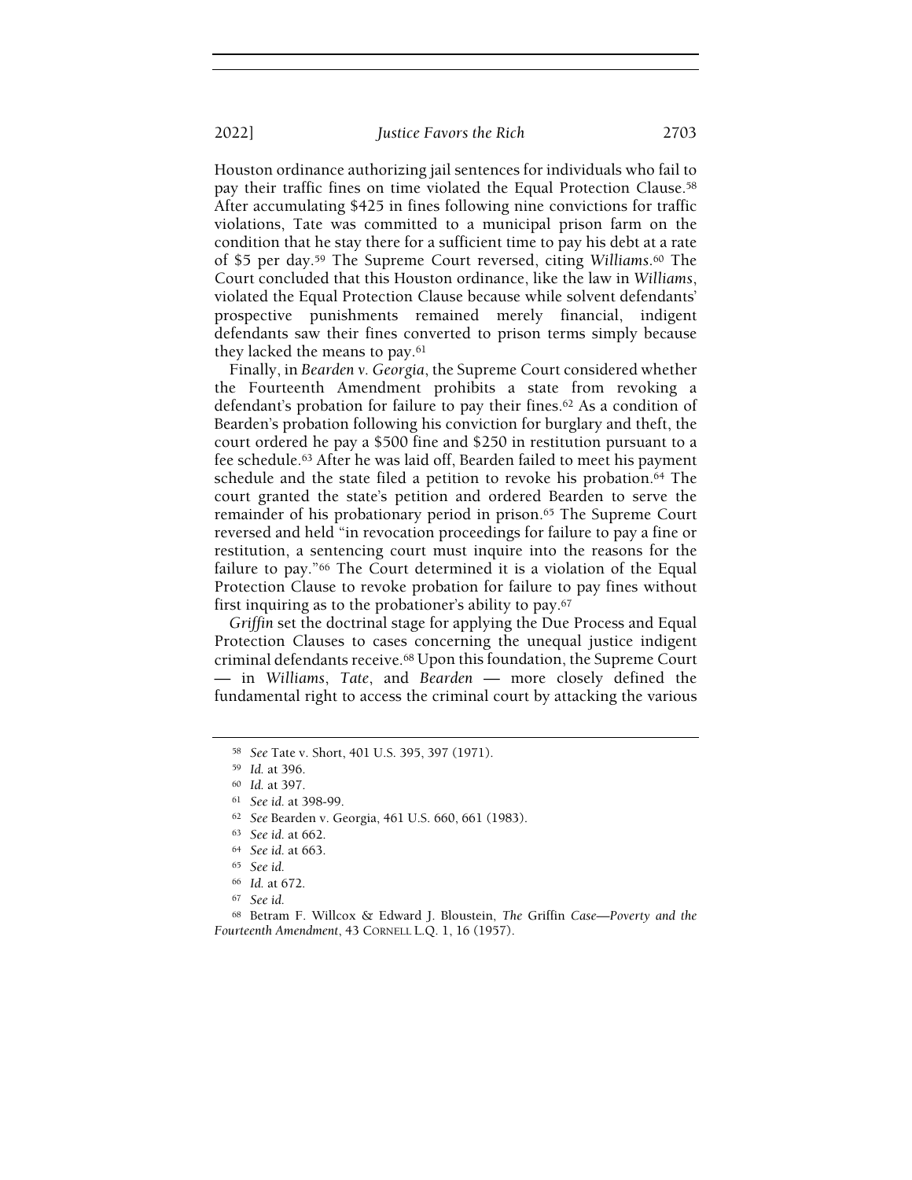Houston ordinance authorizing jail sentences for individuals who fail to pay their traffic fines on time violated the Equal Protection Clause.[58] After accumulating $425 in fines following nine convictions for traffic violations, Tate was committed to a municipal prison farm on the condition that he stay there for a sufficient time to pay his debt at a rate of $5 per day.[59] The Supreme Court reversed, citing *Williams*.[60] The Court concluded that this Houston ordinance, like the law in *Williams*, violated the Equal Protection Clause because while solvent defendants' prospective punishments remained merely financial, indigent defendants saw their fines converted to prison terms simply because they lacked the means to pay.[61]

Finally, in *Bearden v. Georgia*, the Supreme Court considered whether the Fourteenth Amendment prohibits a state from revoking a defendant's probation for failure to pay their fines.[62] As a condition of Bearden's probation following his conviction for burglary and theft, the court ordered he pay a $500 fine and $250 in restitution pursuant to a fee schedule.[63] After he was laid off, Bearden failed to meet his payment schedule and the state filed a petition to revoke his probation.[64] The court granted the state's petition and ordered Bearden to serve the remainder of his probationary period in prison.[65] The Supreme Court reversed and held "in revocation proceedings for failure to pay a fine or restitution, a sentencing court must inquire into the reasons for the failure to pay."[66] The Court determined it is a violation of the Equal Protection Clause to revoke probation for failure to pay fines without first inquiring as to the probationer's ability to pay.[67]

*Griffin* set the doctrinal stage for applying the Due Process and Equal Protection Clauses to cases concerning the unequal justice indigent criminal defendants receive.[68] Upon this foundation, the Supreme Court — in *Williams*, *Tate*, and *Bearden* — more closely defined the fundamental right to access the criminal court by attacking the various

---

[58] *See* Tate v. Short, 401 U.S. 395, 397 (1971).

[59] *Id.* at 396.

[60] *Id.* at 397.

[61] *See id.* at 398-99.

[62] *See* Bearden v. Georgia, 461 U.S. 660, 661 (1983).

[63] *See id.* at 662.

[64] *See id.* at 663.

[65] *See id.*

[66] *Id.* at 672.

[67] *See id.*

[68] Betram F. Willcox & Edward J. Bloustein, *The* Griffin *Case—Poverty and the Fourteenth Amendment*, 43 CORNELL L.Q. 1, 16 (1957).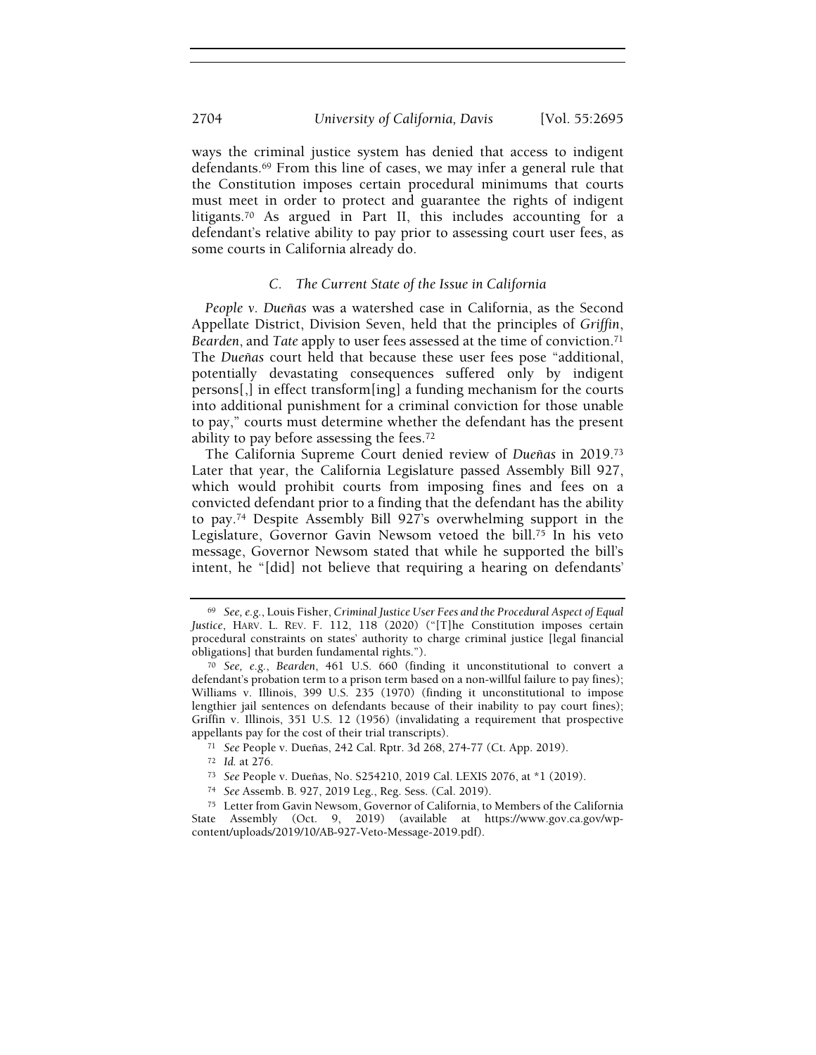ways the criminal justice system has denied that access to indigent defendants.[69] From this line of cases, we may infer a general rule that the Constitution imposes certain procedural minimums that courts must meet in order to protect and guarantee the rights of indigent litigants.[70] As argued in Part II, this includes accounting for a defendant's relative ability to pay prior to assessing court user fees, as some courts in California already do.

### C. The Current State of the Issue in California

*People v. Dueñas* was a watershed case in California, as the Second Appellate District, Division Seven, held that the principles of *Griffin*, *Bearden*, and *Tate* apply to user fees assessed at the time of conviction.[71] The *Dueñas* court held that because these user fees pose "additional, potentially devastating consequences suffered only by indigent persons[,] in effect transform[ing] a funding mechanism for the courts into additional punishment for a criminal conviction for those unable to pay," courts must determine whether the defendant has the present ability to pay before assessing the fees.[72]

The California Supreme Court denied review of *Dueñas* in 2019.[73] Later that year, the California Legislature passed Assembly Bill 927, which would prohibit courts from imposing fines and fees on a convicted defendant prior to a finding that the defendant has the ability to pay.[74] Despite Assembly Bill 927's overwhelming support in the Legislature, Governor Gavin Newsom vetoed the bill.[75] In his veto message, Governor Newsom stated that while he supported the bill's intent, he "[did] not believe that requiring a hearing on defendants'

---

[69] *See, e.g.*, Louis Fisher, *Criminal Justice User Fees and the Procedural Aspect of Equal Justice*, HARV. L. REV. F. 112, 118 (2020) ("[T]he Constitution imposes certain procedural constraints on states' authority to charge criminal justice [legal financial obligations] that burden fundamental rights.").

[70] *See, e.g.*, *Bearden*, 461 U.S. 660 (finding it unconstitutional to convert a defendant's probation term to a prison term based on a non-willful failure to pay fines); Williams v. Illinois, 399 U.S. 235 (1970) (finding it unconstitutional to impose lengthier jail sentences on defendants because of their inability to pay court fines); Griffin v. Illinois, 351 U.S. 12 (1956) (invalidating a requirement that prospective appellants pay for the cost of their trial transcripts).

[71] *See* People v. Dueñas, 242 Cal. Rptr. 3d 268, 274-77 (Ct. App. 2019).

[72] *Id.* at 276.

[73] *See* People v. Dueñas, No. S254210, 2019 Cal. LEXIS 2076, at *1 (2019).

[74] *See* Assemb. B. 927, 2019 Leg., Reg. Sess. (Cal. 2019).

[75] Letter from Gavin Newsom, Governor of California, to Members of the California State Assembly (Oct. 9, 2019) (available at https://www.gov.ca.gov/wp-content/uploads/2019/10/AB-927-Veto-Message-2019.pdf).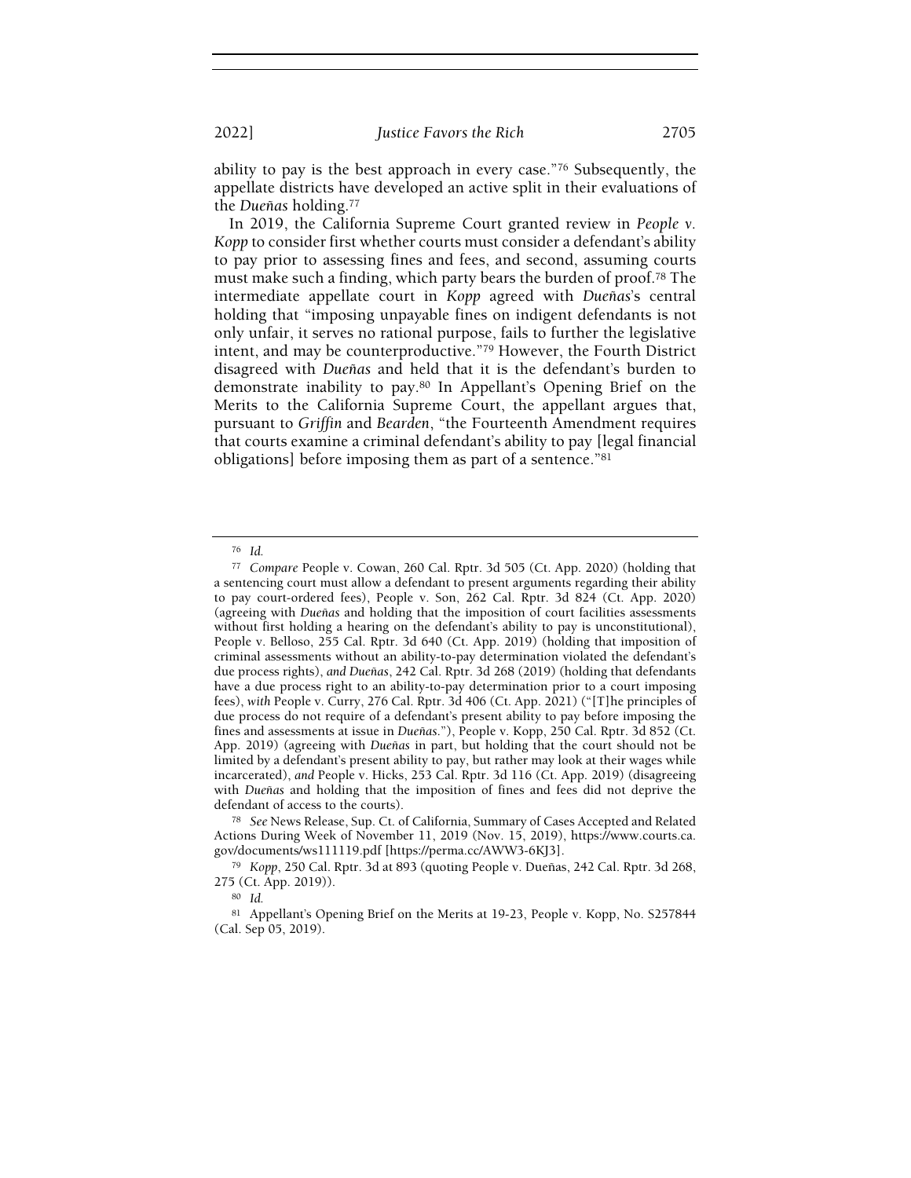ability to pay is the best approach in every case."[76] Subsequently, the appellate districts have developed an active split in their evaluations of the *Dueñas* holding.[77]

In 2019, the California Supreme Court granted review in *People v. Kopp* to consider first whether courts must consider a defendant's ability to pay prior to assessing fines and fees, and second, assuming courts must make such a finding, which party bears the burden of proof.[78] The intermediate appellate court in *Kopp* agreed with *Dueñas*'s central holding that "imposing unpayable fines on indigent defendants is not only unfair, it serves no rational purpose, fails to further the legislative intent, and may be counterproductive."[79] However, the Fourth District disagreed with *Dueñas* and held that it is the defendant's burden to demonstrate inability to pay.[80] In Appellant's Opening Brief on the Merits to the California Supreme Court, the appellant argues that, pursuant to *Griffin* and *Bearden*, "the Fourteenth Amendment requires that courts examine a criminal defendant's ability to pay [legal financial obligations] before imposing them as part of a sentence."[81]

---

[76] *Id.*

[77] *Compare* People v. Cowan, 260 Cal. Rptr. 3d 505 (Ct. App. 2020) (holding that a sentencing court must allow a defendant to present arguments regarding their ability to pay court-ordered fees), People v. Son, 262 Cal. Rptr. 3d 824 (Ct. App. 2020) (agreeing with *Dueñas* and holding that the imposition of court facilities assessments without first holding a hearing on the defendant's ability to pay is unconstitutional), People v. Belloso, 255 Cal. Rptr. 3d 640 (Ct. App. 2019) (holding that imposition of criminal assessments without an ability-to-pay determination violated the defendant's due process rights), *and Dueñas*, 242 Cal. Rptr. 3d 268 (2019) (holding that defendants have a due process right to an ability-to-pay determination prior to a court imposing fees), *with* People v. Curry, 276 Cal. Rptr. 3d 406 (Ct. App. 2021) ("[T]he principles of due process do not require of a defendant's present ability to pay before imposing the fines and assessments at issue in *Dueñas*."), People v. Kopp, 250 Cal. Rptr. 3d 852 (Ct. App. 2019) (agreeing with *Dueñas* in part, but holding that the court should not be limited by a defendant's present ability to pay, but rather may look at their wages while incarcerated), *and* People v. Hicks, 253 Cal. Rptr. 3d 116 (Ct. App. 2019) (disagreeing with *Dueñas* and holding that the imposition of fines and fees did not deprive the defendant of access to the courts).

[78] *See* News Release, Sup. Ct. of California, Summary of Cases Accepted and Related Actions During Week of November 11, 2019 (Nov. 15, 2019), https://www.courts.ca.gov/documents/ws111119.pdf [https://perma.cc/AWW3-6KJ3].

[79] *Kopp*, 250 Cal. Rptr. 3d at 893 (quoting People v. Dueñas, 242 Cal. Rptr. 3d 268, 275 (Ct. App. 2019)).

[80] *Id.*

[81] Appellant's Opening Brief on the Merits at 19-23, People v. Kopp, No. S257844 (Cal. Sep 05, 2019).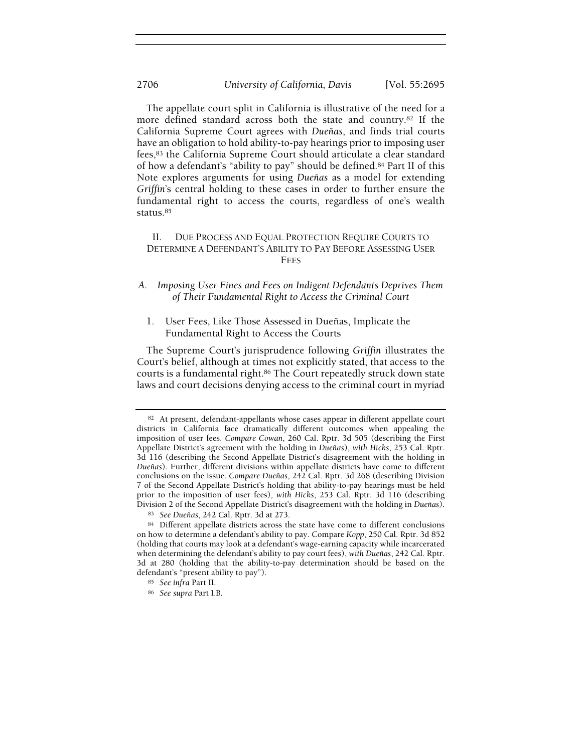The appellate court split in California is illustrative of the need for a more defined standard across both the state and country.[82] If the California Supreme Court agrees with *Dueñas*, and finds trial courts have an obligation to hold ability-to-pay hearings prior to imposing user fees,[83] the California Supreme Court should articulate a clear standard of how a defendant's "ability to pay" should be defined.[84] Part II of this Note explores arguments for using *Dueñas* as a model for extending *Griffin*'s central holding to these cases in order to further ensure the fundamental right to access the courts, regardless of one's wealth status.[85]

## II. Due Process and Equal Protection Require Courts to Determine a Defendant's Ability to Pay Before Assessing User Fees

### A. *Imposing User Fines and Fees on Indigent Defendants Deprives Them of Their Fundamental Right to Access the Criminal Court*

#### 1. User Fees, Like Those Assessed in Dueñas, Implicate the Fundamental Right to Access the Courts

The Supreme Court's jurisprudence following *Griffin* illustrates the Court's belief, although at times not explicitly stated, that access to the courts is a fundamental right.[86] The Court repeatedly struck down state laws and court decisions denying access to the criminal court in myriad

---

[82] At present, defendant-appellants whose cases appear in different appellate court districts in California face dramatically different outcomes when appealing the imposition of user fees. *Compare Cowan*, 260 Cal. Rptr. 3d 505 (describing the First Appellate District's agreement with the holding in *Dueñas*), *with Hicks*, 253 Cal. Rptr. 3d 116 (describing the Second Appellate District's disagreement with the holding in *Dueñas*). Further, different divisions within appellate districts have come to different conclusions on the issue. *Compare Dueñas*, 242 Cal. Rptr. 3d 268 (describing Division 7 of the Second Appellate District's holding that ability-to-pay hearings must be held prior to the imposition of user fees), *with Hicks*, 253 Cal. Rptr. 3d 116 (describing Division 2 of the Second Appellate District's disagreement with the holding in *Dueñas*).

[83] *See Dueñas*, 242 Cal. Rptr. 3d at 273.

[84] Different appellate districts across the state have come to different conclusions on how to determine a defendant's ability to pay. Compare *Kopp*, 250 Cal. Rptr. 3d 852 (holding that courts may look at a defendant's wage-earning capacity while incarcerated when determining the defendant's ability to pay court fees), *with Dueñas*, 242 Cal. Rptr. 3d at 280 (holding that the ability-to-pay determination should be based on the defendant's "present ability to pay").

[85] *See infra* Part II.

[86] *See supra* Part I.B.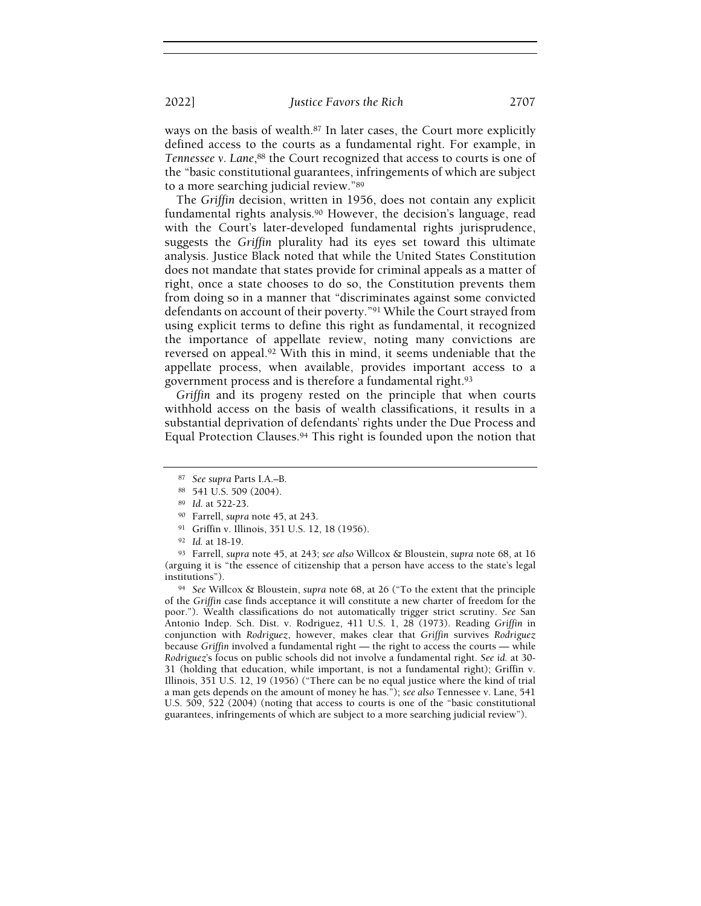ways on the basis of wealth.[87] In later cases, the Court more explicitly defined access to the courts as a fundamental right. For example, in *Tennessee v. Lane*,[88] the Court recognized that access to courts is one of the "basic constitutional guarantees, infringements of which are subject to a more searching judicial review."[89]

The *Griffin* decision, written in 1956, does not contain any explicit fundamental rights analysis.[90] However, the decision's language, read with the Court's later-developed fundamental rights jurisprudence, suggests the *Griffin* plurality had its eyes set toward this ultimate analysis. Justice Black noted that while the United States Constitution does not mandate that states provide for criminal appeals as a matter of right, once a state chooses to do so, the Constitution prevents them from doing so in a manner that "discriminates against some convicted defendants on account of their poverty."[91] While the Court strayed from using explicit terms to define this right as fundamental, it recognized the importance of appellate review, noting many convictions are reversed on appeal.[92] With this in mind, it seems undeniable that the appellate process, when available, provides important access to a government process and is therefore a fundamental right.[93]

*Griffin* and its progeny rested on the principle that when courts withhold access on the basis of wealth classifications, it results in a substantial deprivation of defendants' rights under the Due Process and Equal Protection Clauses.[94] This right is founded upon the notion that

---

[87] *See supra* Parts I.A.–B.

[88] 541 U.S. 509 (2004).

[89] *Id.* at 522-23.

[90] Farrell, *supra* note 45, at 243.

[91] Griffin v. Illinois, 351 U.S. 12, 18 (1956).

[92] *Id.* at 18-19.

[93] Farrell, *supra* note 45, at 243; *see also* Willcox & Bloustein, *supra* note 68, at 16 (arguing it is "the essence of citizenship that a person have access to the state's legal institutions").

[94] *See* Willcox & Bloustein, *supra* note 68, at 26 ("To the extent that the principle of the *Griffin* case finds acceptance it will constitute a new charter of freedom for the poor."). Wealth classifications do not automatically trigger strict scrutiny. *See* San Antonio Indep. Sch. Dist. v. Rodriguez, 411 U.S. 1, 28 (1973). Reading *Griffin* in conjunction with *Rodriguez*, however, makes clear that *Griffin* survives *Rodriguez* because *Griffin* involved a fundamental right — the right to access the courts — while *Rodriguez*'s focus on public schools did not involve a fundamental right. *See id.* at 30-31 (holding that education, while important, is not a fundamental right); Griffin v. Illinois, 351 U.S. 12, 19 (1956) ("There can be no equal justice where the kind of trial a man gets depends on the amount of money he has."); *see also* Tennessee v. Lane, 541 U.S. 509, 522 (2004) (noting that access to courts is one of the "basic constitutional guarantees, infringements of which are subject to a more searching judicial review").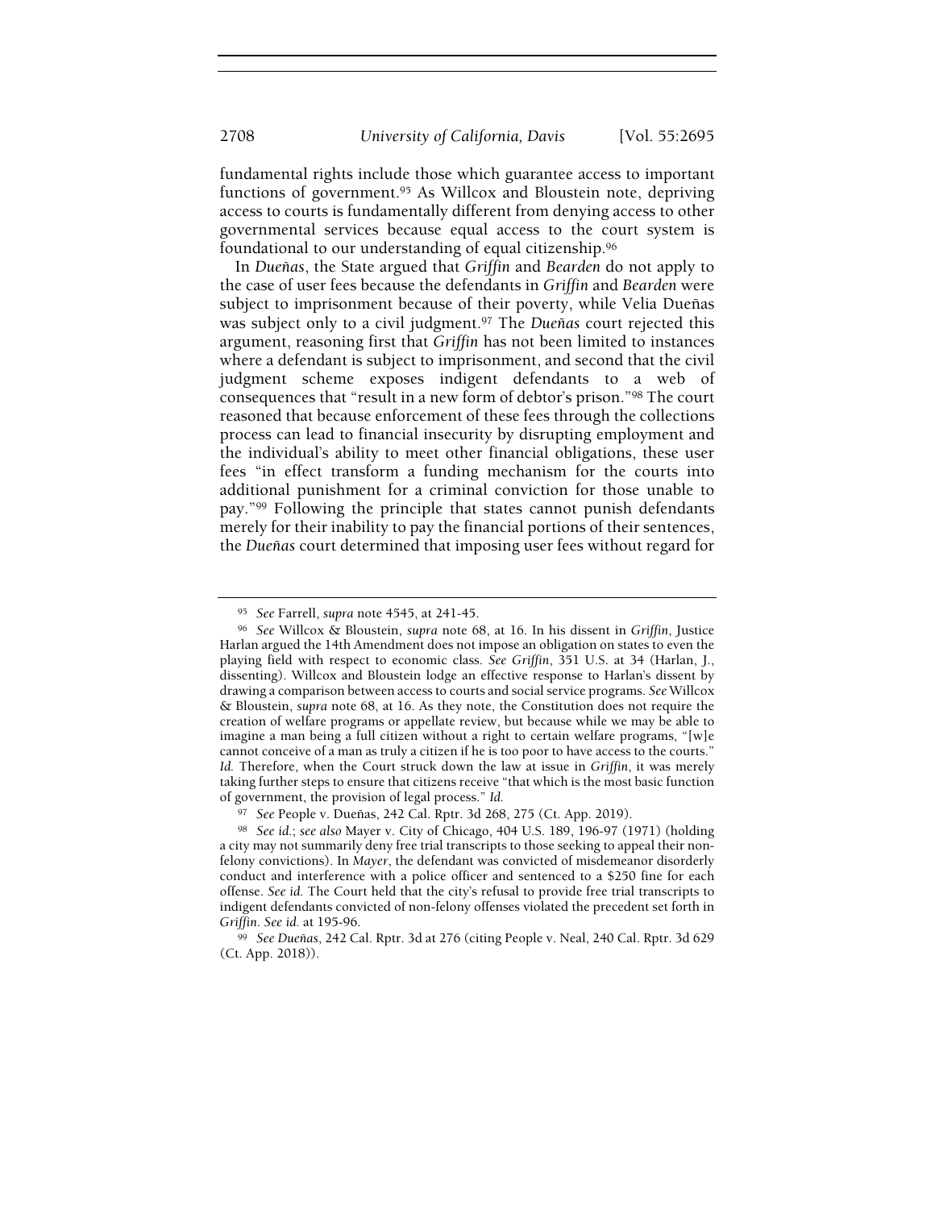fundamental rights include those which guarantee access to important functions of government.[95] As Willcox and Bloustein note, depriving access to courts is fundamentally different from denying access to other governmental services because equal access to the court system is foundational to our understanding of equal citizenship.[96]

In *Dueñas*, the State argued that *Griffin* and *Bearden* do not apply to the case of user fees because the defendants in *Griffin* and *Bearden* were subject to imprisonment because of their poverty, while Velia Dueñas was subject only to a civil judgment.[97] The *Dueñas* court rejected this argument, reasoning first that *Griffin* has not been limited to instances where a defendant is subject to imprisonment, and second that the civil judgment scheme exposes indigent defendants to a web of consequences that "result in a new form of debtor's prison."[98] The court reasoned that because enforcement of these fees through the collections process can lead to financial insecurity by disrupting employment and the individual's ability to meet other financial obligations, these user fees "in effect transform a funding mechanism for the courts into additional punishment for a criminal conviction for those unable to pay."[99] Following the principle that states cannot punish defendants merely for their inability to pay the financial portions of their sentences, the *Dueñas* court determined that imposing user fees without regard for

---

[95] *See* Farrell, *supra* note 4545, at 241-45.

[96] *See* Willcox & Bloustein, *supra* note 68, at 16. In his dissent in *Griffin*, Justice Harlan argued the 14th Amendment does not impose an obligation on states to even the playing field with respect to economic class. *See Griffin*, 351 U.S. at 34 (Harlan, J., dissenting). Willcox and Bloustein lodge an effective response to Harlan's dissent by drawing a comparison between access to courts and social service programs. *See* Willcox & Bloustein, *supra* note 68, at 16. As they note, the Constitution does not require the creation of welfare programs or appellate review, but because while we may be able to imagine a man being a full citizen without a right to certain welfare programs, "[w]e cannot conceive of a man as truly a citizen if he is too poor to have access to the courts." *Id.* Therefore, when the Court struck down the law at issue in *Griffin*, it was merely taking further steps to ensure that citizens receive "that which is the most basic function of government, the provision of legal process." *Id.*

[97] *See* People v. Dueñas, 242 Cal. Rptr. 3d 268, 275 (Ct. App. 2019).

[98] *See id.*; *see also* Mayer v. City of Chicago, 404 U.S. 189, 196-97 (1971) (holding a city may not summarily deny free trial transcripts to those seeking to appeal their non-felony convictions). In *Mayer*, the defendant was convicted of misdemeanor disorderly conduct and interference with a police officer and sentenced to a $250 fine for each offense. *See id.* The Court held that the city's refusal to provide free trial transcripts to indigent defendants convicted of non-felony offenses violated the precedent set forth in *Griffin*. *See id.* at 195-96.

[99] *See Dueñas*, 242 Cal. Rptr. 3d at 276 (citing People v. Neal, 240 Cal. Rptr. 3d 629 (Ct. App. 2018)).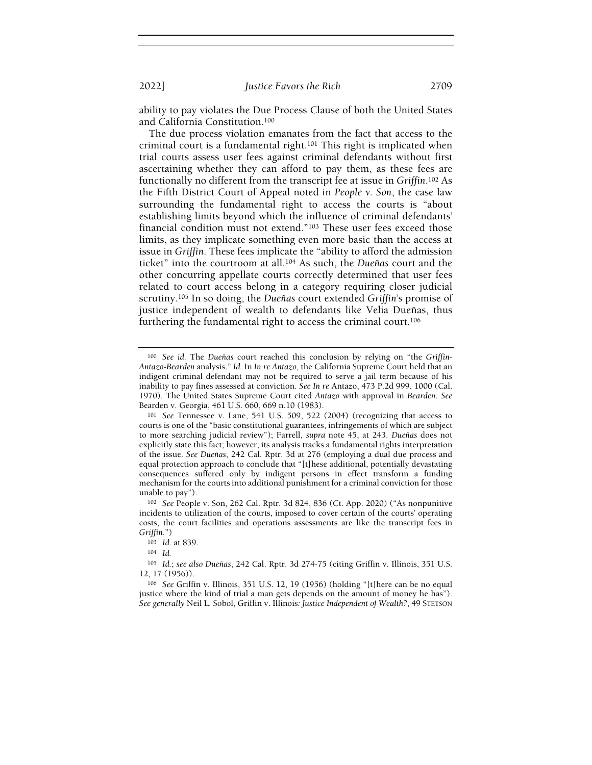ability to pay violates the Due Process Clause of both the United States and California Constitution.[100]

The due process violation emanates from the fact that access to the criminal court is a fundamental right.[101] This right is implicated when trial courts assess user fees against criminal defendants without first ascertaining whether they can afford to pay them, as these fees are functionally no different from the transcript fee at issue in *Griffin*.[102] As the Fifth District Court of Appeal noted in *People v. Son*, the case law surrounding the fundamental right to access the courts is "about establishing limits beyond which the influence of criminal defendants' financial condition must not extend."[103] These user fees exceed those limits, as they implicate something even more basic than the access at issue in *Griffin*. These fees implicate the "ability to afford the admission ticket" into the courtroom at all.[104] As such, the *Dueñas* court and the other concurring appellate courts correctly determined that user fees related to court access belong in a category requiring closer judicial scrutiny.[105] In so doing, the *Dueñas* court extended *Griffin*'s promise of justice independent of wealth to defendants like Velia Dueñas, thus furthering the fundamental right to access the criminal court.[106]

---

[100] *See id.* The *Dueñas* court reached this conclusion by relying on "the *Griffin-Antazo-Bearden* analysis." *Id.* In *In re Antazo*, the California Supreme Court held that an indigent criminal defendant may not be required to serve a jail term because of his inability to pay fines assessed at conviction. *See In re* Antazo, 473 P.2d 999, 1000 (Cal. 1970). The United States Supreme Court cited *Antazo* with approval in *Bearden*. *See* Bearden v. Georgia, 461 U.S. 660, 669 n.10 (1983).

[101] *See* Tennessee v. Lane, 541 U.S. 509, 522 (2004) (recognizing that access to courts is one of the "basic constitutional guarantees, infringements of which are subject to more searching judicial review"); Farrell, *supra* note 45, at 243. *Dueñas* does not explicitly state this fact; however, its analysis tracks a fundamental rights interpretation of the issue. *See Dueñas*, 242 Cal. Rptr. 3d at 276 (employing a dual due process and equal protection approach to conclude that "[t]hese additional, potentially devastating consequences suffered only by indigent persons in effect transform a funding mechanism for the courts into additional punishment for a criminal conviction for those unable to pay").

[102] *See* People v. Son, 262 Cal. Rptr. 3d 824, 836 (Ct. App. 2020) ("As nonpunitive incidents to utilization of the courts, imposed to cover certain of the courts' operating costs, the court facilities and operations assessments are like the transcript fees in *Griffin*.")

[103] *Id.* at 839.

[104] *Id.*

[105] *Id.*; *see also Dueñas*, 242 Cal. Rptr. 3d 274-75 (citing Griffin v. Illinois, 351 U.S. 12, 17 (1956)).

[106] *See* Griffin v. Illinois, 351 U.S. 12, 19 (1956) (holding "[t]here can be no equal justice where the kind of trial a man gets depends on the amount of money he has"). *See generally* Neil L. Sobol, Griffin v. Illinois*: Justice Independent of Wealth?*, 49 STETSON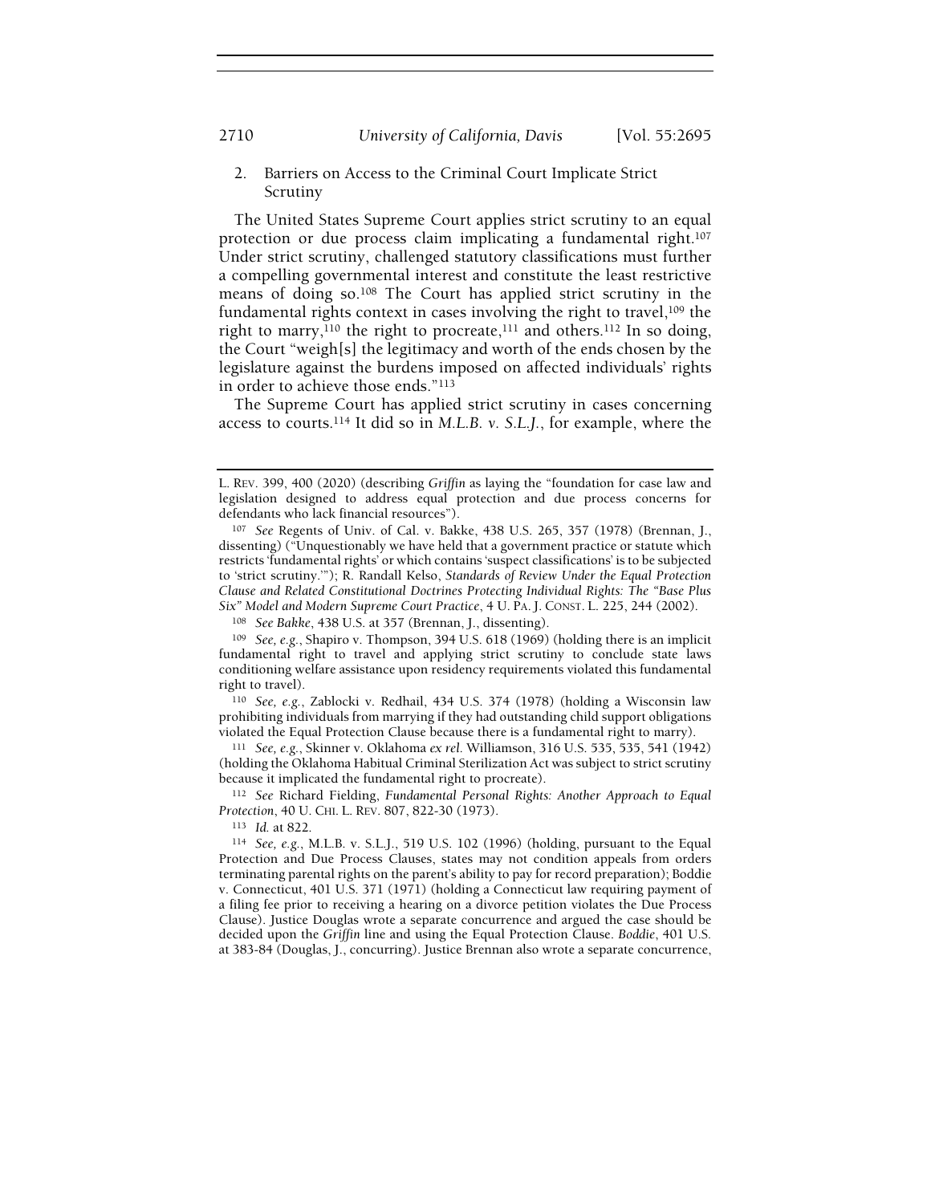### 2. Barriers on Access to the Criminal Court Implicate Strict Scrutiny

The United States Supreme Court applies strict scrutiny to an equal protection or due process claim implicating a fundamental right.[107] Under strict scrutiny, challenged statutory classifications must further a compelling governmental interest and constitute the least restrictive means of doing so.[108] The Court has applied strict scrutiny in the fundamental rights context in cases involving the right to travel,[109] the right to marry,[110] the right to procreate,[111] and others.[112] In so doing, the Court "weigh[s] the legitimacy and worth of the ends chosen by the legislature against the burdens imposed on affected individuals' rights in order to achieve those ends."[113]

The Supreme Court has applied strict scrutiny in cases concerning access to courts.[114] It did so in *M.L.B. v. S.L.J.*, for example, where the

---

L. REV. 399, 400 (2020) (describing *Griffin* as laying the "foundation for case law and legislation designed to address equal protection and due process concerns for defendants who lack financial resources").

[107] *See* Regents of Univ. of Cal. v. Bakke, 438 U.S. 265, 357 (1978) (Brennan, J., dissenting) ("Unquestionably we have held that a government practice or statute which restricts 'fundamental rights' or which contains 'suspect classifications' is to be subjected to 'strict scrutiny.'"); R. Randall Kelso, *Standards of Review Under the Equal Protection Clause and Related Constitutional Doctrines Protecting Individual Rights: The "Base Plus Six" Model and Modern Supreme Court Practice*, 4 U. PA. J. CONST. L. 225, 244 (2002).

[108] *See Bakke*, 438 U.S. at 357 (Brennan, J., dissenting).

[109] *See, e.g.*, Shapiro v. Thompson, 394 U.S. 618 (1969) (holding there is an implicit fundamental right to travel and applying strict scrutiny to conclude state laws conditioning welfare assistance upon residency requirements violated this fundamental right to travel).

[110] *See, e.g.*, Zablocki v. Redhail, 434 U.S. 374 (1978) (holding a Wisconsin law prohibiting individuals from marrying if they had outstanding child support obligations violated the Equal Protection Clause because there is a fundamental right to marry).

[111] *See, e.g.*, Skinner v. Oklahoma *ex rel.* Williamson, 316 U.S. 535, 535, 541 (1942) (holding the Oklahoma Habitual Criminal Sterilization Act was subject to strict scrutiny because it implicated the fundamental right to procreate).

[112] *See* Richard Fielding, *Fundamental Personal Rights: Another Approach to Equal Protection*, 40 U. CHI. L. REV. 807, 822-30 (1973).

[113] *Id.* at 822.

[114] *See, e.g.*, M.L.B. v. S.L.J., 519 U.S. 102 (1996) (holding, pursuant to the Equal Protection and Due Process Clauses, states may not condition appeals from orders terminating parental rights on the parent's ability to pay for record preparation); Boddie v. Connecticut, 401 U.S. 371 (1971) (holding a Connecticut law requiring payment of a filing fee prior to receiving a hearing on a divorce petition violates the Due Process Clause). Justice Douglas wrote a separate concurrence and argued the case should be decided upon the *Griffin* line and using the Equal Protection Clause. *Boddie*, 401 U.S. at 383-84 (Douglas, J., concurring). Justice Brennan also wrote a separate concurrence,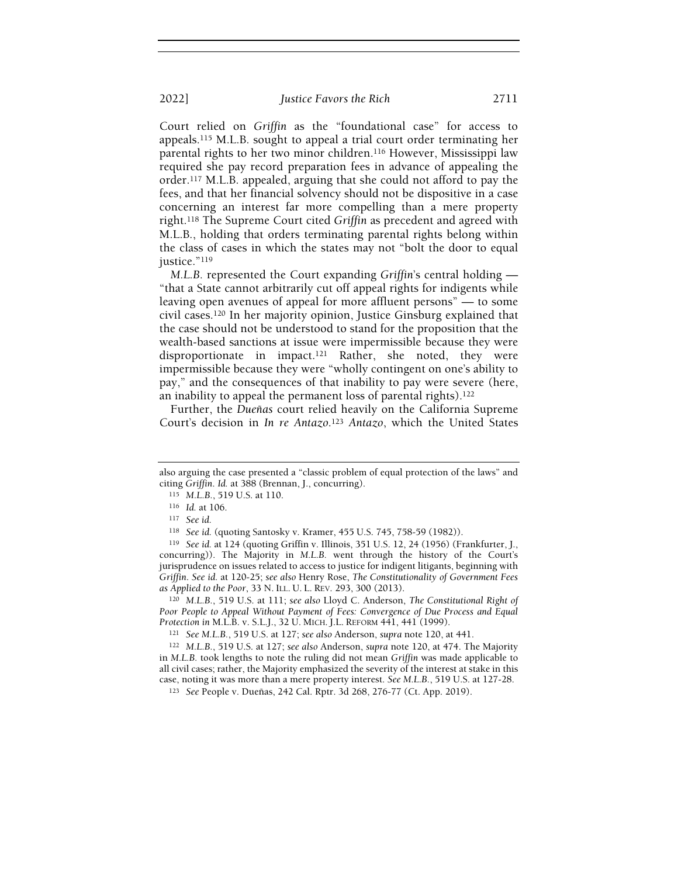Court relied on *Griffin* as the "foundational case" for access to appeals.[115] M.L.B. sought to appeal a trial court order terminating her parental rights to her two minor children.[116] However, Mississippi law required she pay record preparation fees in advance of appealing the order.[117] M.L.B. appealed, arguing that she could not afford to pay the fees, and that her financial solvency should not be dispositive in a case concerning an interest far more compelling than a mere property right.[118] The Supreme Court cited *Griffin* as precedent and agreed with M.L.B., holding that orders terminating parental rights belong within the class of cases in which the states may not "bolt the door to equal justice."[119]

*M.L.B.* represented the Court expanding *Griffin*'s central holding — "that a State cannot arbitrarily cut off appeal rights for indigents while leaving open avenues of appeal for more affluent persons" — to some civil cases.[120] In her majority opinion, Justice Ginsburg explained that the case should not be understood to stand for the proposition that the wealth-based sanctions at issue were impermissible because they were disproportionate in impact.[121] Rather, she noted, they were impermissible because they were "wholly contingent on one's ability to pay," and the consequences of that inability to pay were severe (here, an inability to appeal the permanent loss of parental rights).[122]

Further, the *Dueñas* court relied heavily on the California Supreme Court's decision in *In re Antazo*.[123] *Antazo*, which the United States

---

also arguing the case presented a "classic problem of equal protection of the laws" and citing *Griffin*. *Id.* at 388 (Brennan, J., concurring).

[115] *M.L.B.*, 519 U.S. at 110.

[116] *Id.* at 106.

[117] *See id.*

[118] *See id.* (quoting Santosky v. Kramer, 455 U.S. 745, 758-59 (1982)).

[119] *See id.* at 124 (quoting Griffin v. Illinois, 351 U.S. 12, 24 (1956) (Frankfurter, J., concurring)). The Majority in *M.L.B.* went through the history of the Court's jurisprudence on issues related to access to justice for indigent litigants, beginning with *Griffin*. *See id.* at 120-25; *see also* Henry Rose, *The Constitutionality of Government Fees as Applied to the Poor*, 33 N. ILL. U. L. REV. 293, 300 (2013).

[120] *M.L.B.*, 519 U.S. at 111; *see also* Lloyd C. Anderson, *The Constitutional Right of Poor People to Appeal Without Payment of Fees: Convergence of Due Process and Equal Protection in* M.L.B. v. S.L.J., 32 U. MICH. J.L. REFORM 441, 441 (1999).

[121] *See M.L.B.*, 519 U.S. at 127; *see also* Anderson, *supra* note 120, at 441.

[122] *M.L.B.*, 519 U.S. at 127; *see also* Anderson, *supra* note 120, at 474. The Majority in *M.L.B.* took lengths to note the ruling did not mean *Griffin* was made applicable to all civil cases; rather, the Majority emphasized the severity of the interest at stake in this case, noting it was more than a mere property interest. *See M.L.B.*, 519 U.S. at 127-28.

[123] *See* People v. Dueñas, 242 Cal. Rptr. 3d 268, 276-77 (Ct. App. 2019).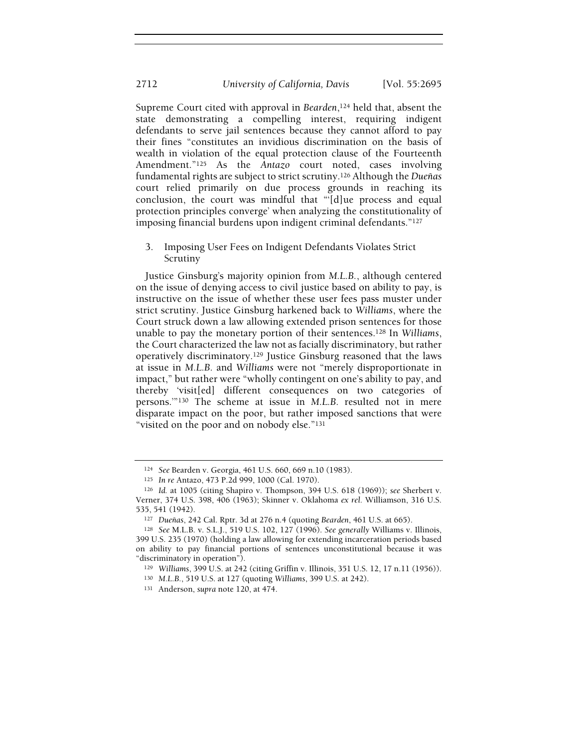Supreme Court cited with approval in *Bearden*,[124] held that, absent the state demonstrating a compelling interest, requiring indigent defendants to serve jail sentences because they cannot afford to pay their fines "constitutes an invidious discrimination on the basis of wealth in violation of the equal protection clause of the Fourteenth Amendment."[125] As the *Antazo* court noted, cases involving fundamental rights are subject to strict scrutiny.[126] Although the *Dueñas* court relied primarily on due process grounds in reaching its conclusion, the court was mindful that "'[d]ue process and equal protection principles converge' when analyzing the constitutionality of imposing financial burdens upon indigent criminal defendants."[127]

3. Imposing User Fees on Indigent Defendants Violates Strict Scrutiny

Justice Ginsburg's majority opinion from *M.L.B.*, although centered on the issue of denying access to civil justice based on ability to pay, is instructive on the issue of whether these user fees pass muster under strict scrutiny. Justice Ginsburg harkened back to *Williams*, where the Court struck down a law allowing extended prison sentences for those unable to pay the monetary portion of their sentences.[128] In *Williams*, the Court characterized the law not as facially discriminatory, but rather operatively discriminatory.[129] Justice Ginsburg reasoned that the laws at issue in *M.L.B.* and *Williams* were not "merely disproportionate in impact," but rather were "wholly contingent on one's ability to pay, and thereby 'visit[ed] different consequences on two categories of persons.'"[130] The scheme at issue in *M.L.B.* resulted not in mere disparate impact on the poor, but rather imposed sanctions that were "visited on the poor and on nobody else."[131]

---

[124] *See* Bearden v. Georgia, 461 U.S. 660, 669 n.10 (1983).

[125] *In re* Antazo, 473 P.2d 999, 1000 (Cal. 1970).

[126] *Id.* at 1005 (citing Shapiro v. Thompson, 394 U.S. 618 (1969)); *see* Sherbert v. Verner, 374 U.S. 398, 406 (1963); Skinner v. Oklahoma *ex rel.* Williamson, 316 U.S. 535, 541 (1942).

[127] *Dueñas*, 242 Cal. Rptr. 3d at 276 n.4 (quoting *Bearden*, 461 U.S. at 665).

[128] *See* M.L.B. v. S.L.J., 519 U.S. 102, 127 (1996). *See generally* Williams v. Illinois, 399 U.S. 235 (1970) (holding a law allowing for extending incarceration periods based on ability to pay financial portions of sentences unconstitutional because it was "discriminatory in operation").

[129] *Williams*, 399 U.S. at 242 (citing Griffin v. Illinois, 351 U.S. 12, 17 n.11 (1956)).

[130] *M.L.B.*, 519 U.S. at 127 (quoting *Williams*, 399 U.S. at 242).

[131] Anderson, *supra* note 120, at 474.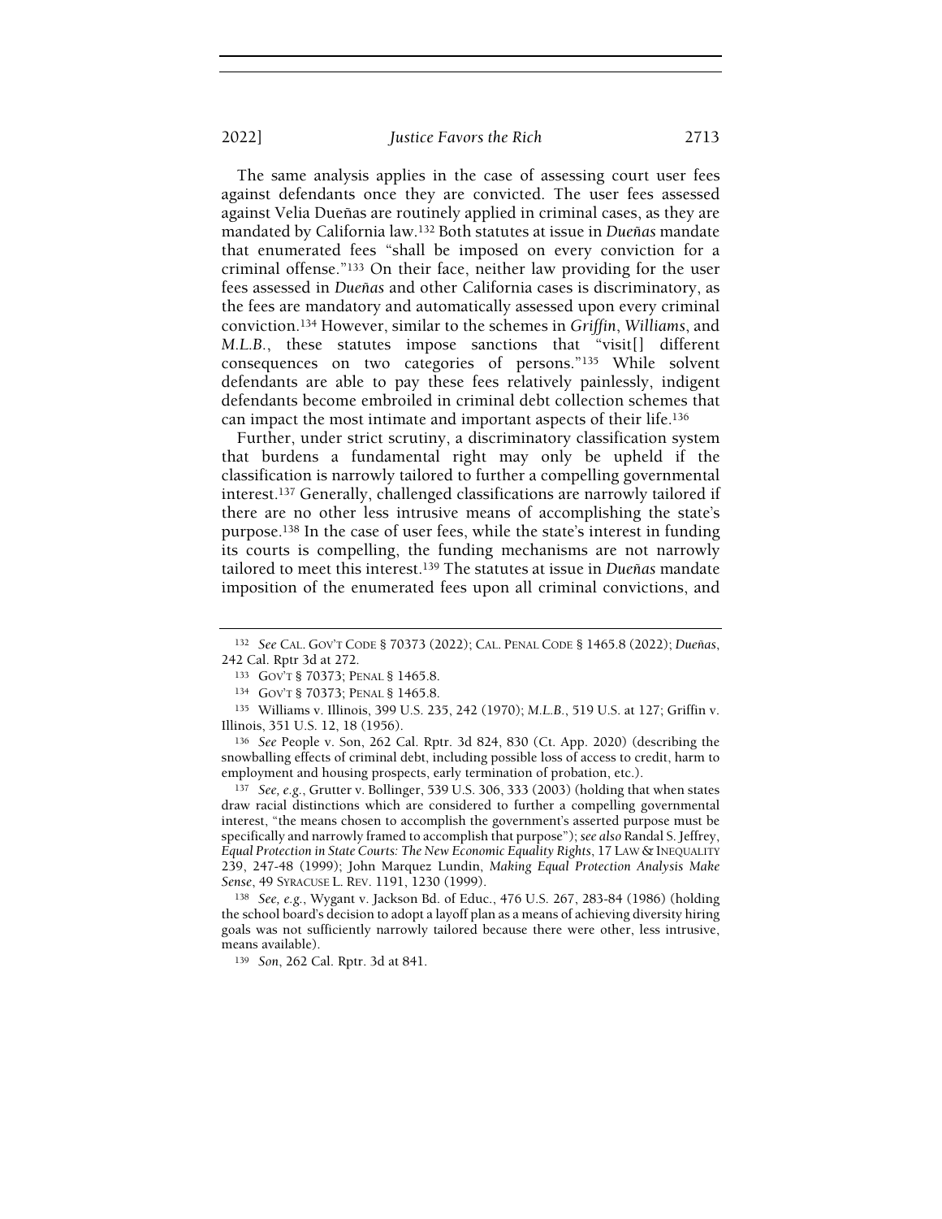The same analysis applies in the case of assessing court user fees against defendants once they are convicted. The user fees assessed against Velia Dueñas are routinely applied in criminal cases, as they are mandated by California law.[132] Both statutes at issue in *Dueñas* mandate that enumerated fees "shall be imposed on every conviction for a criminal offense."[133] On their face, neither law providing for the user fees assessed in *Dueñas* and other California cases is discriminatory, as the fees are mandatory and automatically assessed upon every criminal conviction.[134] However, similar to the schemes in *Griffin*, *Williams*, and *M.L.B.*, these statutes impose sanctions that "visit[] different consequences on two categories of persons."[135] While solvent defendants are able to pay these fees relatively painlessly, indigent defendants become embroiled in criminal debt collection schemes that can impact the most intimate and important aspects of their life.[136]

Further, under strict scrutiny, a discriminatory classification system that burdens a fundamental right may only be upheld if the classification is narrowly tailored to further a compelling governmental interest.[137] Generally, challenged classifications are narrowly tailored if there are no other less intrusive means of accomplishing the state's purpose.[138] In the case of user fees, while the state's interest in funding its courts is compelling, the funding mechanisms are not narrowly tailored to meet this interest.[139] The statutes at issue in *Dueñas* mandate imposition of the enumerated fees upon all criminal convictions, and

---

[132] *See* CAL. GOV'T CODE § 70373 (2022); CAL. PENAL CODE § 1465.8 (2022); *Dueñas*, 242 Cal. Rptr 3d at 272.

[133] GOV'T § 70373; PENAL § 1465.8.

[134] GOV'T § 70373; PENAL § 1465.8.

[135] Williams v. Illinois, 399 U.S. 235, 242 (1970); *M.L.B.*, 519 U.S. at 127; Griffin v. Illinois, 351 U.S. 12, 18 (1956).

[136] *See* People v. Son, 262 Cal. Rptr. 3d 824, 830 (Ct. App. 2020) (describing the snowballing effects of criminal debt, including possible loss of access to credit, harm to employment and housing prospects, early termination of probation, etc.).

[137] *See, e.g.*, Grutter v. Bollinger, 539 U.S. 306, 333 (2003) (holding that when states draw racial distinctions which are considered to further a compelling governmental interest, "the means chosen to accomplish the government's asserted purpose must be specifically and narrowly framed to accomplish that purpose"); *see also* Randal S. Jeffrey, *Equal Protection in State Courts: The New Economic Equality Rights*, 17 LAW & INEQUALITY 239, 247-48 (1999); John Marquez Lundin, *Making Equal Protection Analysis Make Sense*, 49 SYRACUSE L. REV. 1191, 1230 (1999).

[138] *See, e.g.*, Wygant v. Jackson Bd. of Educ., 476 U.S. 267, 283-84 (1986) (holding the school board's decision to adopt a layoff plan as a means of achieving diversity hiring goals was not sufficiently narrowly tailored because there were other, less intrusive, means available).

[139] *Son*, 262 Cal. Rptr. 3d at 841.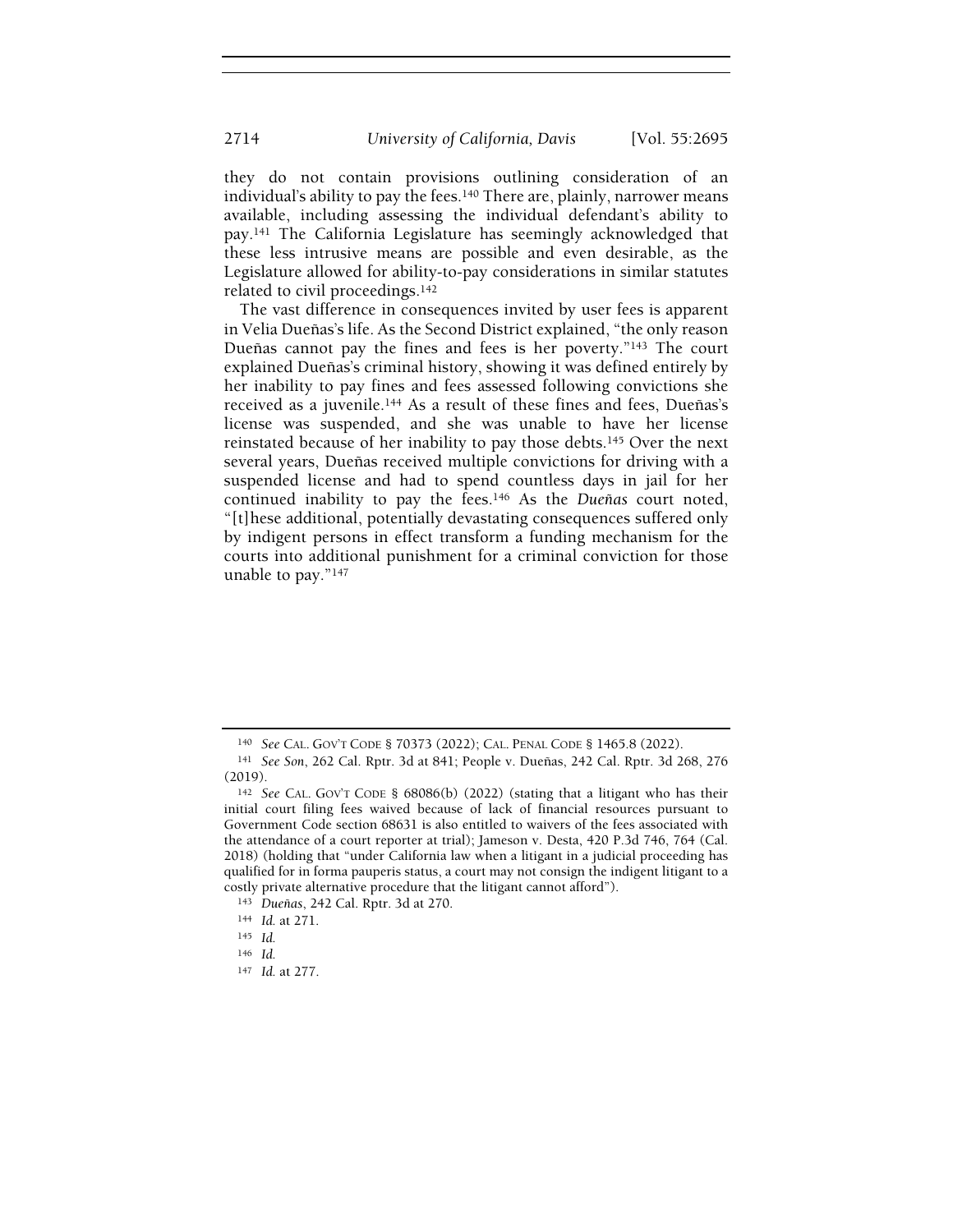they do not contain provisions outlining consideration of an individual's ability to pay the fees.[140] There are, plainly, narrower means available, including assessing the individual defendant's ability to pay.[141] The California Legislature has seemingly acknowledged that these less intrusive means are possible and even desirable, as the Legislature allowed for ability-to-pay considerations in similar statutes related to civil proceedings.[142]

The vast difference in consequences invited by user fees is apparent in Velia Dueñas's life. As the Second District explained, "the only reason Dueñas cannot pay the fines and fees is her poverty."[143] The court explained Dueñas's criminal history, showing it was defined entirely by her inability to pay fines and fees assessed following convictions she received as a juvenile.[144] As a result of these fines and fees, Dueñas's license was suspended, and she was unable to have her license reinstated because of her inability to pay those debts.[145] Over the next several years, Dueñas received multiple convictions for driving with a suspended license and had to spend countless days in jail for her continued inability to pay the fees.[146] As the *Dueñas* court noted, "[t]hese additional, potentially devastating consequences suffered only by indigent persons in effect transform a funding mechanism for the courts into additional punishment for a criminal conviction for those unable to pay."[147]

---

[140] *See* CAL. GOV'T CODE § 70373 (2022); CAL. PENAL CODE § 1465.8 (2022).

[141] *See Son*, 262 Cal. Rptr. 3d at 841; People v. Dueñas, 242 Cal. Rptr. 3d 268, 276 (2019).

[142] *See* CAL. GOV'T CODE § 68086(b) (2022) (stating that a litigant who has their initial court filing fees waived because of lack of financial resources pursuant to Government Code section 68631 is also entitled to waivers of the fees associated with the attendance of a court reporter at trial); Jameson v. Desta, 420 P.3d 746, 764 (Cal. 2018) (holding that "under California law when a litigant in a judicial proceeding has qualified for in forma pauperis status, a court may not consign the indigent litigant to a costly private alternative procedure that the litigant cannot afford").

[143] *Dueñas*, 242 Cal. Rptr. 3d at 270.

[144] *Id.* at 271.

[145] *Id.*

[146] *Id.*

[147] *Id.* at 277.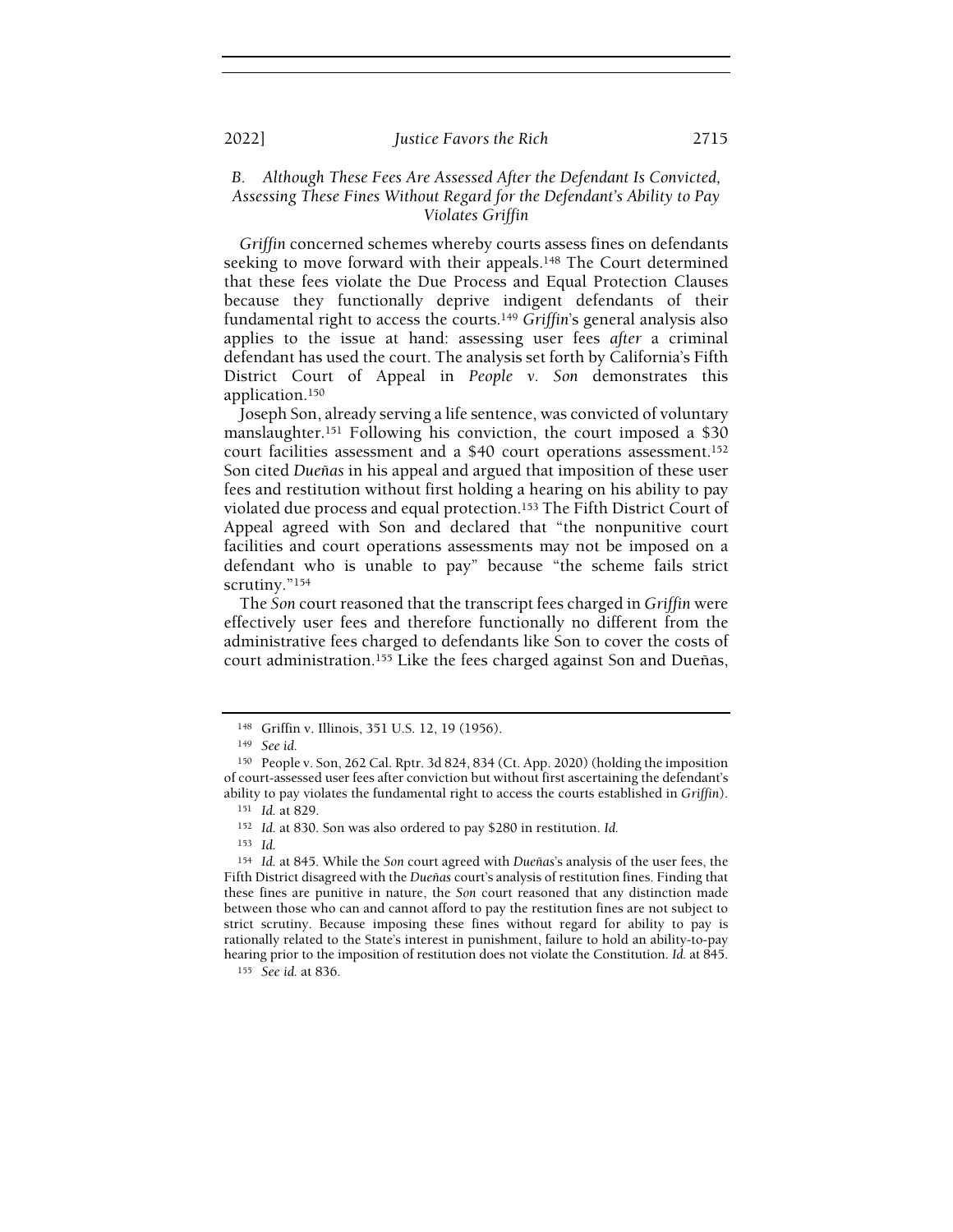### B. *Although These Fees Are Assessed After the Defendant Is Convicted, Assessing These Fines Without Regard for the Defendant's Ability to Pay Violates Griffin*

*Griffin* concerned schemes whereby courts assess fines on defendants seeking to move forward with their appeals.[148] The Court determined that these fees violate the Due Process and Equal Protection Clauses because they functionally deprive indigent defendants of their fundamental right to access the courts.[149] *Griffin*'s general analysis also applies to the issue at hand: assessing user fees *after* a criminal defendant has used the court. The analysis set forth by California's Fifth District Court of Appeal in *People v. Son* demonstrates this application.[150]

Joseph Son, already serving a life sentence, was convicted of voluntary manslaughter.[151] Following his conviction, the court imposed a $30 court facilities assessment and a $40 court operations assessment.[152] Son cited *Dueñas* in his appeal and argued that imposition of these user fees and restitution without first holding a hearing on his ability to pay violated due process and equal protection.[153] The Fifth District Court of Appeal agreed with Son and declared that "the nonpunitive court facilities and court operations assessments may not be imposed on a defendant who is unable to pay" because "the scheme fails strict scrutiny."[154]

The *Son* court reasoned that the transcript fees charged in *Griffin* were effectively user fees and therefore functionally no different from the administrative fees charged to defendants like Son to cover the costs of court administration.[155] Like the fees charged against Son and Dueñas,

---

[148] Griffin v. Illinois, 351 U.S. 12, 19 (1956).

[149] *See id.*

[150] People v. Son, 262 Cal. Rptr. 3d 824, 834 (Ct. App. 2020) (holding the imposition of court-assessed user fees after conviction but without first ascertaining the defendant's ability to pay violates the fundamental right to access the courts established in *Griffin*).

[151] *Id.* at 829.

[152] *Id.* at 830. Son was also ordered to pay $280 in restitution. *Id.*

[153] *Id.*

[154] *Id.* at 845. While the *Son* court agreed with *Dueñas*'s analysis of the user fees, the Fifth District disagreed with the *Dueñas* court's analysis of restitution fines. Finding that these fines are punitive in nature, the *Son* court reasoned that any distinction made between those who can and cannot afford to pay the restitution fines are not subject to strict scrutiny. Because imposing these fines without regard for ability to pay is rationally related to the State's interest in punishment, failure to hold an ability-to-pay hearing prior to the imposition of restitution does not violate the Constitution. *Id.* at 845.

[155] *See id.* at 836.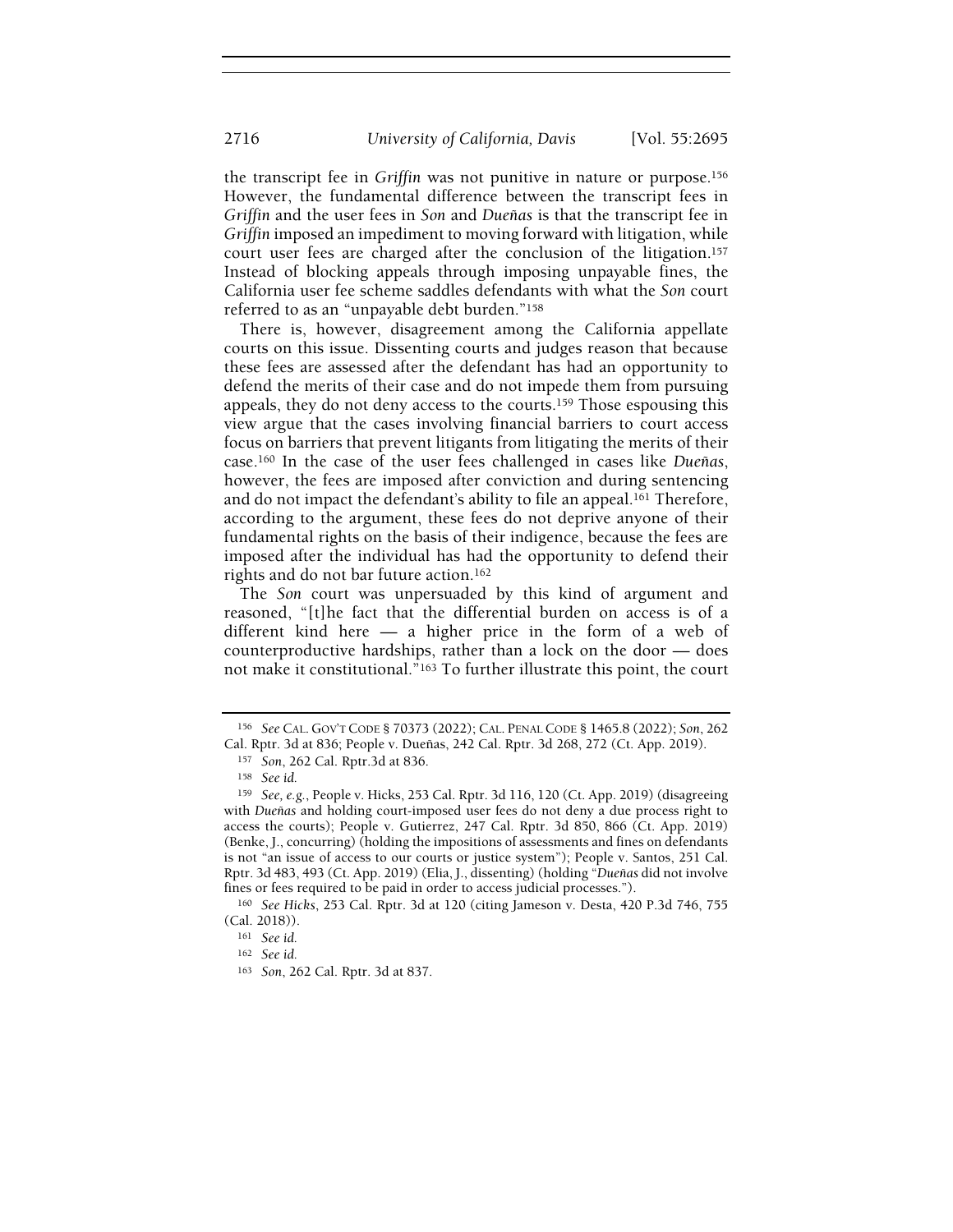the transcript fee in *Griffin* was not punitive in nature or purpose.[156] However, the fundamental difference between the transcript fees in *Griffin* and the user fees in *Son* and *Dueñas* is that the transcript fee in *Griffin* imposed an impediment to moving forward with litigation, while court user fees are charged after the conclusion of the litigation.[157] Instead of blocking appeals through imposing unpayable fines, the California user fee scheme saddles defendants with what the *Son* court referred to as an "unpayable debt burden."[158]

There is, however, disagreement among the California appellate courts on this issue. Dissenting courts and judges reason that because these fees are assessed after the defendant has had an opportunity to defend the merits of their case and do not impede them from pursuing appeals, they do not deny access to the courts.[159] Those espousing this view argue that the cases involving financial barriers to court access focus on barriers that prevent litigants from litigating the merits of their case.[160] In the case of the user fees challenged in cases like *Dueñas*, however, the fees are imposed after conviction and during sentencing and do not impact the defendant's ability to file an appeal.[161] Therefore, according to the argument, these fees do not deprive anyone of their fundamental rights on the basis of their indigence, because the fees are imposed after the individual has had the opportunity to defend their rights and do not bar future action.[162]

The *Son* court was unpersuaded by this kind of argument and reasoned, "[t]he fact that the differential burden on access is of a different kind here — a higher price in the form of a web of counterproductive hardships, rather than a lock on the door — does not make it constitutional."[163] To further illustrate this point, the court

---

[156] *See* CAL. GOV'T CODE § 70373 (2022); CAL. PENAL CODE § 1465.8 (2022); *Son*, 262 Cal. Rptr. 3d at 836; People v. Dueñas, 242 Cal. Rptr. 3d 268, 272 (Ct. App. 2019).

[157] *Son*, 262 Cal. Rptr.3d at 836.

[158] *See id.*

[159] *See, e.g.*, People v. Hicks, 253 Cal. Rptr. 3d 116, 120 (Ct. App. 2019) (disagreeing with *Dueñas* and holding court-imposed user fees do not deny a due process right to access the courts); People v. Gutierrez, 247 Cal. Rptr. 3d 850, 866 (Ct. App. 2019) (Benke, J., concurring) (holding the impositions of assessments and fines on defendants is not "an issue of access to our courts or justice system"); People v. Santos, 251 Cal. Rptr. 3d 483, 493 (Ct. App. 2019) (Elia, J., dissenting) (holding "*Dueñas* did not involve fines or fees required to be paid in order to access judicial processes.").

[160] *See Hicks*, 253 Cal. Rptr. 3d at 120 (citing Jameson v. Desta, 420 P.3d 746, 755 (Cal. 2018)).

[161] *See id.*

[162] *See id.*

[163] *Son*, 262 Cal. Rptr. 3d at 837.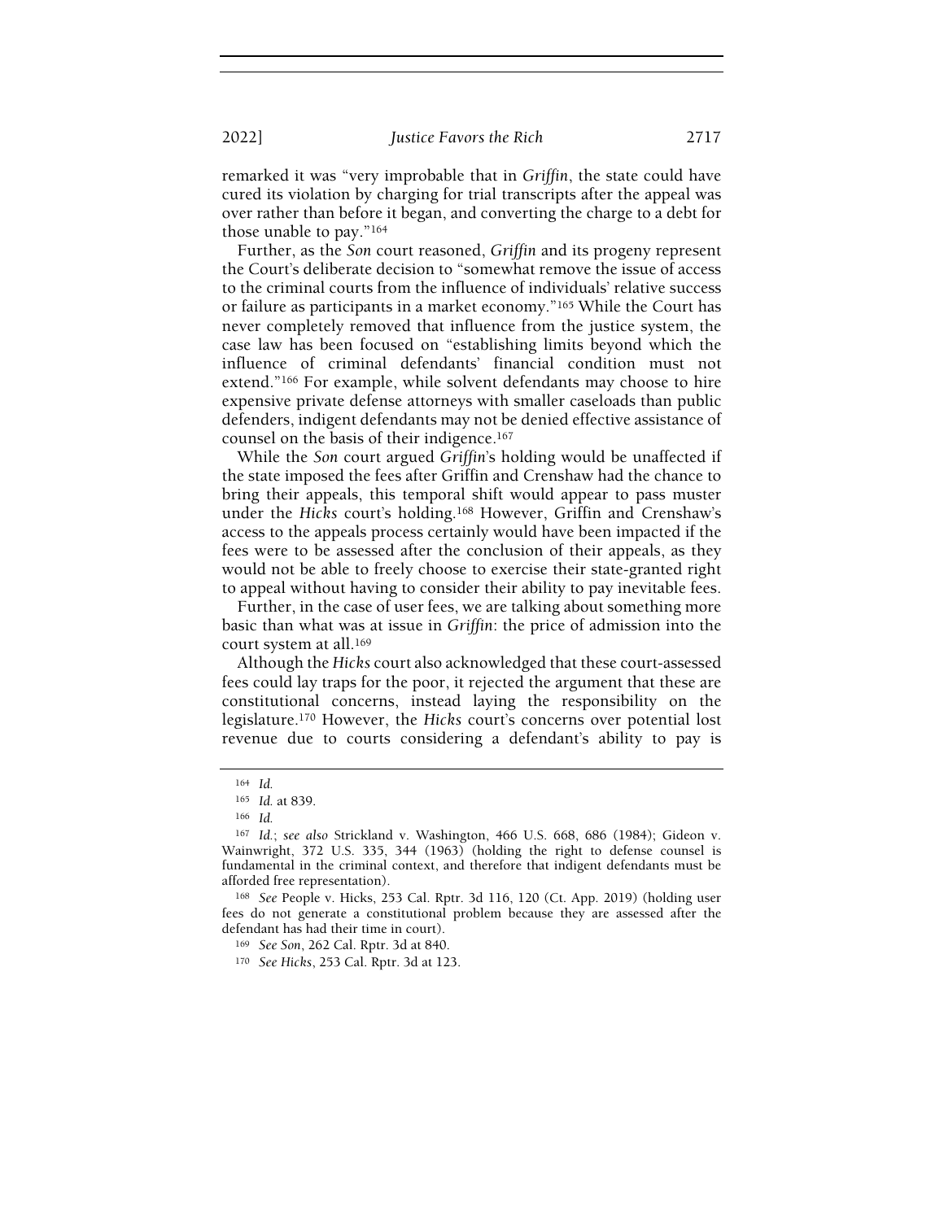remarked it was "very improbable that in *Griffin*, the state could have cured its violation by charging for trial transcripts after the appeal was over rather than before it began, and converting the charge to a debt for those unable to pay."[164]

Further, as the *Son* court reasoned, *Griffin* and its progeny represent the Court's deliberate decision to "somewhat remove the issue of access to the criminal courts from the influence of individuals' relative success or failure as participants in a market economy."[165] While the Court has never completely removed that influence from the justice system, the case law has been focused on "establishing limits beyond which the influence of criminal defendants' financial condition must not extend."[166] For example, while solvent defendants may choose to hire expensive private defense attorneys with smaller caseloads than public defenders, indigent defendants may not be denied effective assistance of counsel on the basis of their indigence.[167]

While the *Son* court argued *Griffin*'s holding would be unaffected if the state imposed the fees after Griffin and Crenshaw had the chance to bring their appeals, this temporal shift would appear to pass muster under the *Hicks* court's holding.[168] However, Griffin and Crenshaw's access to the appeals process certainly would have been impacted if the fees were to be assessed after the conclusion of their appeals, as they would not be able to freely choose to exercise their state-granted right to appeal without having to consider their ability to pay inevitable fees.

Further, in the case of user fees, we are talking about something more basic than what was at issue in *Griffin*: the price of admission into the court system at all.[169]

Although the *Hicks* court also acknowledged that these court-assessed fees could lay traps for the poor, it rejected the argument that these are constitutional concerns, instead laying the responsibility on the legislature.[170] However, the *Hicks* court's concerns over potential lost revenue due to courts considering a defendant's ability to pay is

---

164 *Id.*

165 *Id.* at 839.

166 *Id.*

167 *Id.*; *see also* Strickland v. Washington, 466 U.S. 668, 686 (1984); Gideon v. Wainwright, 372 U.S. 335, 344 (1963) (holding the right to defense counsel is fundamental in the criminal context, and therefore that indigent defendants must be afforded free representation).

168 *See* People v. Hicks, 253 Cal. Rptr. 3d 116, 120 (Ct. App. 2019) (holding user fees do not generate a constitutional problem because they are assessed after the defendant has had their time in court).

169 *See Son*, 262 Cal. Rptr. 3d at 840.

170 *See Hicks*, 253 Cal. Rptr. 3d at 123.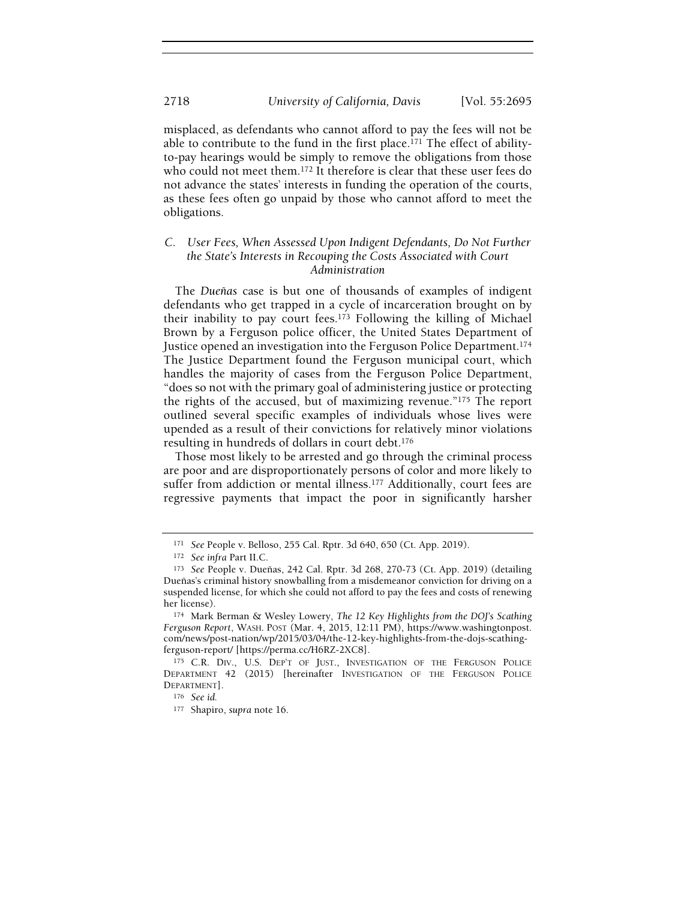misplaced, as defendants who cannot afford to pay the fees will not be able to contribute to the fund in the first place.[171] The effect of ability-to-pay hearings would be simply to remove the obligations from those who could not meet them.[172] It therefore is clear that these user fees do not advance the states' interests in funding the operation of the courts, as these fees often go unpaid by those who cannot afford to meet the obligations.

### *C. User Fees, When Assessed Upon Indigent Defendants, Do Not Further the State's Interests in Recouping the Costs Associated with Court Administration*

The *Dueñas* case is but one of thousands of examples of indigent defendants who get trapped in a cycle of incarceration brought on by their inability to pay court fees.[173] Following the killing of Michael Brown by a Ferguson police officer, the United States Department of Justice opened an investigation into the Ferguson Police Department.[174] The Justice Department found the Ferguson municipal court, which handles the majority of cases from the Ferguson Police Department, "does so not with the primary goal of administering justice or protecting the rights of the accused, but of maximizing revenue."[175] The report outlined several specific examples of individuals whose lives were upended as a result of their convictions for relatively minor violations resulting in hundreds of dollars in court debt.[176]

Those most likely to be arrested and go through the criminal process are poor and are disproportionately persons of color and more likely to suffer from addiction or mental illness.[177] Additionally, court fees are regressive payments that impact the poor in significantly harsher

---

[171] *See* People v. Belloso, 255 Cal. Rptr. 3d 640, 650 (Ct. App. 2019).

[172] *See infra* Part II.C.

[173] *See* People v. Dueñas, 242 Cal. Rptr. 3d 268, 270-73 (Ct. App. 2019) (detailing Dueñas's criminal history snowballing from a misdemeanor conviction for driving on a suspended license, for which she could not afford to pay the fees and costs of renewing her license).

[174] Mark Berman & Wesley Lowery, *The 12 Key Highlights from the DOJ's Scathing Ferguson Report*, WASH. POST (Mar. 4, 2015, 12:11 PM), https://www.washingtonpost.com/news/post-nation/wp/2015/03/04/the-12-key-highlights-from-the-dojs-scathing-ferguson-report/ [https://perma.cc/H6RZ-2XC8].

[175] C.R. DIV., U.S. DEP'T OF JUST., INVESTIGATION OF THE FERGUSON POLICE DEPARTMENT 42 (2015) [hereinafter INVESTIGATION OF THE FERGUSON POLICE DEPARTMENT].

[176] *See id.*

[177] Shapiro, *supra* note 16.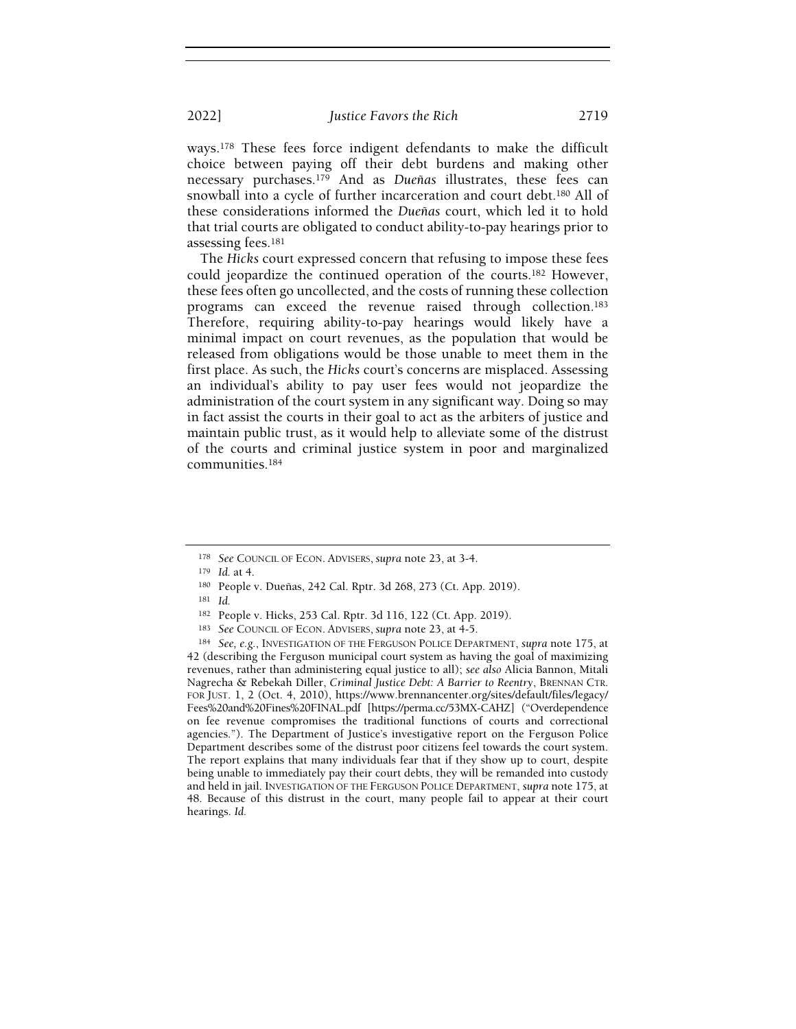ways.[178] These fees force indigent defendants to make the difficult choice between paying off their debt burdens and making other necessary purchases.[179] And as *Dueñas* illustrates, these fees can snowball into a cycle of further incarceration and court debt.[180] All of these considerations informed the *Dueñas* court, which led it to hold that trial courts are obligated to conduct ability-to-pay hearings prior to assessing fees.[181]

The *Hicks* court expressed concern that refusing to impose these fees could jeopardize the continued operation of the courts.[182] However, these fees often go uncollected, and the costs of running these collection programs can exceed the revenue raised through collection.[183] Therefore, requiring ability-to-pay hearings would likely have a minimal impact on court revenues, as the population that would be released from obligations would be those unable to meet them in the first place. As such, the *Hicks* court's concerns are misplaced. Assessing an individual's ability to pay user fees would not jeopardize the administration of the court system in any significant way. Doing so may in fact assist the courts in their goal to act as the arbiters of justice and maintain public trust, as it would help to alleviate some of the distrust of the courts and criminal justice system in poor and marginalized communities.[184]

---

[178] *See* COUNCIL OF ECON. ADVISERS, *supra* note 23, at 3-4.

[179] *Id.* at 4.

[180] People v. Dueñas, 242 Cal. Rptr. 3d 268, 273 (Ct. App. 2019).

[181] *Id.*

[182] People v. Hicks, 253 Cal. Rptr. 3d 116, 122 (Ct. App. 2019).

[183] *See* COUNCIL OF ECON. ADVISERS, *supra* note 23, at 4-5.

[184] *See, e.g.*, INVESTIGATION OF THE FERGUSON POLICE DEPARTMENT, *supra* note 175, at 42 (describing the Ferguson municipal court system as having the goal of maximizing revenues, rather than administering equal justice to all); *see also* Alicia Bannon, Mitali Nagrecha & Rebekah Diller, *Criminal Justice Debt: A Barrier to Reentry*, BRENNAN CTR. FOR JUST. 1, 2 (Oct. 4, 2010), https://www.brennancenter.org/sites/default/files/legacy/Fees%20and%20Fines%20FINAL.pdf [https://perma.cc/53MX-CAHZ] ("Overdependence on fee revenue compromises the traditional functions of courts and correctional agencies."). The Department of Justice's investigative report on the Ferguson Police Department describes some of the distrust poor citizens feel towards the court system. The report explains that many individuals fear that if they show up to court, despite being unable to immediately pay their court debts, they will be remanded into custody and held in jail. INVESTIGATION OF THE FERGUSON POLICE DEPARTMENT, *supra* note 175, at 48. Because of this distrust in the court, many people fail to appear at their court hearings. *Id.*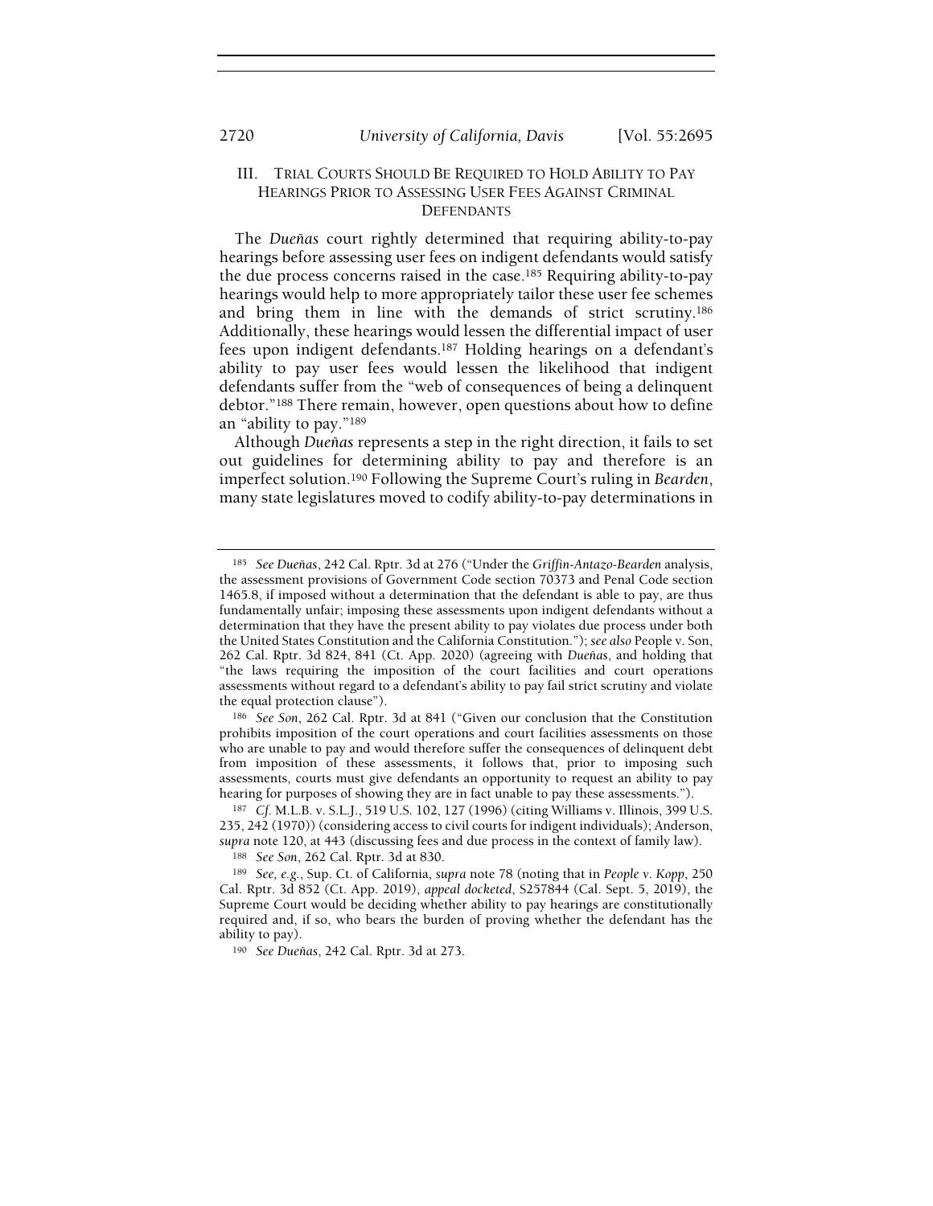## III. Trial Courts Should Be Required to Hold Ability to Pay Hearings Prior to Assessing User Fees Against Criminal Defendants

The *Dueñas* court rightly determined that requiring ability-to-pay hearings before assessing user fees on indigent defendants would satisfy the due process concerns raised in the case.[185] Requiring ability-to-pay hearings would help to more appropriately tailor these user fee schemes and bring them in line with the demands of strict scrutiny.[186] Additionally, these hearings would lessen the differential impact of user fees upon indigent defendants.[187] Holding hearings on a defendant's ability to pay user fees would lessen the likelihood that indigent defendants suffer from the "web of consequences of being a delinquent debtor."[188] There remain, however, open questions about how to define an "ability to pay."[189]

Although *Dueñas* represents a step in the right direction, it fails to set out guidelines for determining ability to pay and therefore is an imperfect solution.[190] Following the Supreme Court's ruling in *Bearden*, many state legislatures moved to codify ability-to-pay determinations in

---

[185] *See Dueñas*, 242 Cal. Rptr. 3d at 276 ("Under the *Griffin-Antazo-Bearden* analysis, the assessment provisions of Government Code section 70373 and Penal Code section 1465.8, if imposed without a determination that the defendant is able to pay, are thus fundamentally unfair; imposing these assessments upon indigent defendants without a determination that they have the present ability to pay violates due process under both the United States Constitution and the California Constitution."); *see also* People v. Son, 262 Cal. Rptr. 3d 824, 841 (Ct. App. 2020) (agreeing with *Dueñas*, and holding that "the laws requiring the imposition of the court facilities and court operations assessments without regard to a defendant's ability to pay fail strict scrutiny and violate the equal protection clause").

[186] *See Son*, 262 Cal. Rptr. 3d at 841 ("Given our conclusion that the Constitution prohibits imposition of the court operations and court facilities assessments on those who are unable to pay and would therefore suffer the consequences of delinquent debt from imposition of these assessments, it follows that, prior to imposing such assessments, courts must give defendants an opportunity to request an ability to pay hearing for purposes of showing they are in fact unable to pay these assessments.").

[187] *Cf.* M.L.B. v. S.L.J., 519 U.S. 102, 127 (1996) (citing Williams v. Illinois, 399 U.S. 235, 242 (1970)) (considering access to civil courts for indigent individuals); Anderson, *supra* note 120, at 443 (discussing fees and due process in the context of family law).

[188] *See Son*, 262 Cal. Rptr. 3d at 830.

[189] *See, e.g.*, Sup. Ct. of California, *supra* note 78 (noting that in *People v. Kopp*, 250 Cal. Rptr. 3d 852 (Ct. App. 2019), *appeal docketed*, S257844 (Cal. Sept. 5, 2019), the Supreme Court would be deciding whether ability to pay hearings are constitutionally required and, if so, who bears the burden of proving whether the defendant has the ability to pay).

[190] *See Dueñas*, 242 Cal. Rptr. 3d at 273.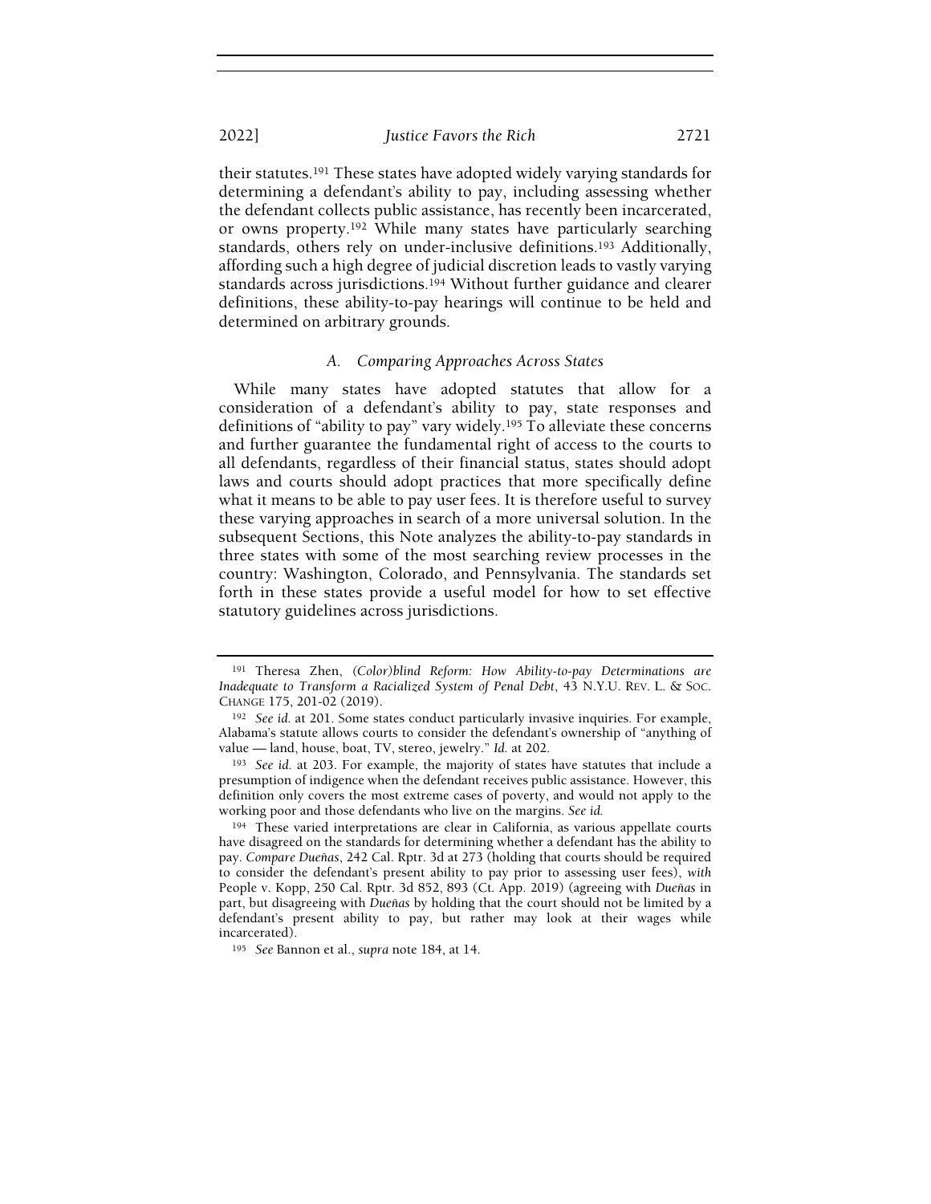their statutes.[191] These states have adopted widely varying standards for determining a defendant's ability to pay, including assessing whether the defendant collects public assistance, has recently been incarcerated, or owns property.[192] While many states have particularly searching standards, others rely on under-inclusive definitions.[193] Additionally, affording such a high degree of judicial discretion leads to vastly varying standards across jurisdictions.[194] Without further guidance and clearer definitions, these ability-to-pay hearings will continue to be held and determined on arbitrary grounds.

### *A. Comparing Approaches Across States*

While many states have adopted statutes that allow for a consideration of a defendant's ability to pay, state responses and definitions of "ability to pay" vary widely.[195] To alleviate these concerns and further guarantee the fundamental right of access to the courts to all defendants, regardless of their financial status, states should adopt laws and courts should adopt practices that more specifically define what it means to be able to pay user fees. It is therefore useful to survey these varying approaches in search of a more universal solution. In the subsequent Sections, this Note analyzes the ability-to-pay standards in three states with some of the most searching review processes in the country: Washington, Colorado, and Pennsylvania. The standards set forth in these states provide a useful model for how to set effective statutory guidelines across jurisdictions.

---

[191] Theresa Zhen, *(Color)blind Reform: How Ability-to-pay Determinations are Inadequate to Transform a Racialized System of Penal Debt*, 43 N.Y.U. REV. L. & SOC. CHANGE 175, 201-02 (2019).

[192] *See id.* at 201. Some states conduct particularly invasive inquiries. For example, Alabama's statute allows courts to consider the defendant's ownership of "anything of value — land, house, boat, TV, stereo, jewelry." *Id.* at 202.

[193] *See id.* at 203. For example, the majority of states have statutes that include a presumption of indigence when the defendant receives public assistance. However, this definition only covers the most extreme cases of poverty, and would not apply to the working poor and those defendants who live on the margins. *See id.*

[194] These varied interpretations are clear in California, as various appellate courts have disagreed on the standards for determining whether a defendant has the ability to pay. *Compare Dueñas*, 242 Cal. Rptr. 3d at 273 (holding that courts should be required to consider the defendant's present ability to pay prior to assessing user fees), *with* People v. Kopp, 250 Cal. Rptr. 3d 852, 893 (Ct. App. 2019) (agreeing with *Dueñas* in part, but disagreeing with *Dueñas* by holding that the court should not be limited by a defendant's present ability to pay, but rather may look at their wages while incarcerated).

[195] *See* Bannon et al., *supra* note 184, at 14.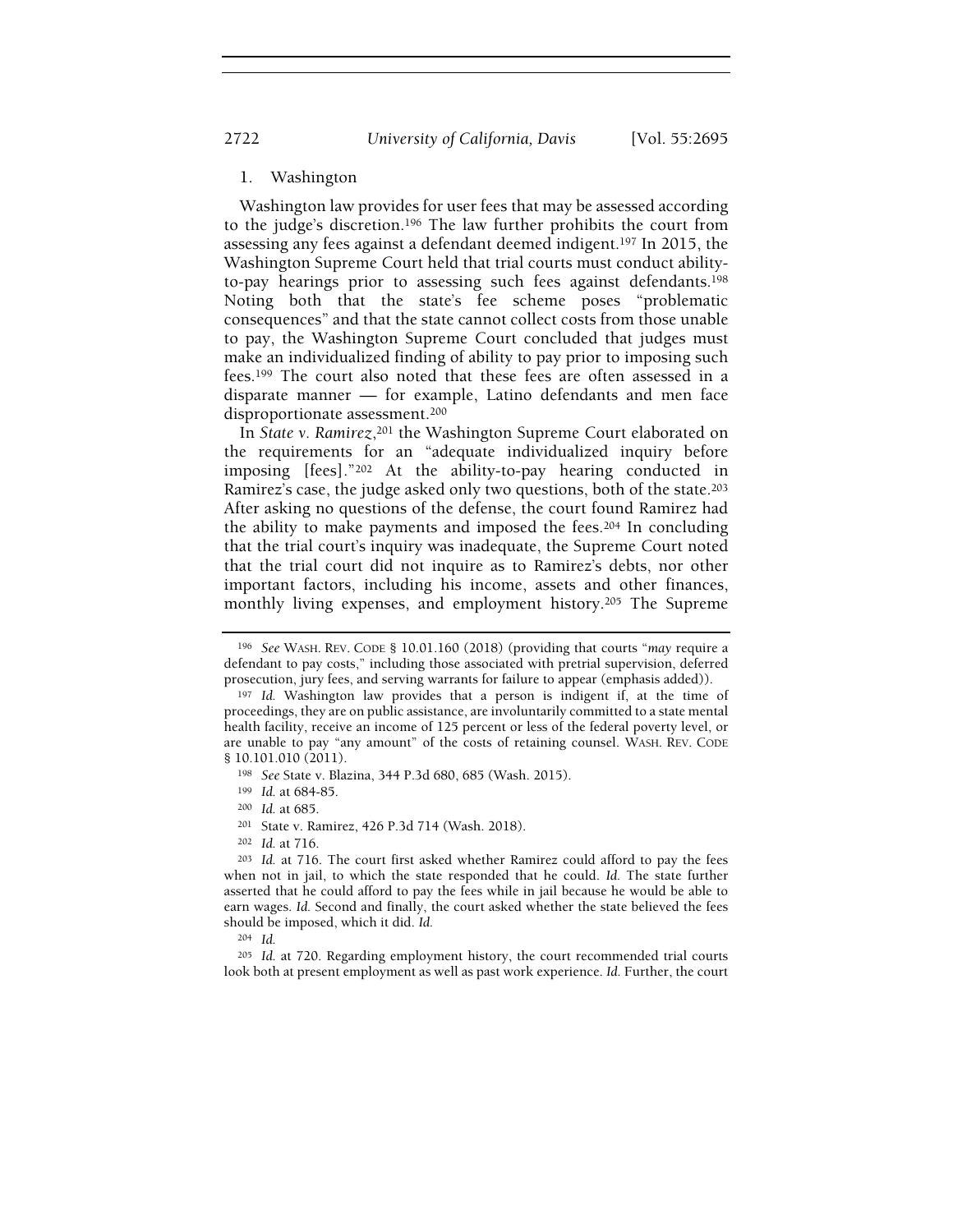### 1. Washington

Washington law provides for user fees that may be assessed according to the judge's discretion.[196] The law further prohibits the court from assessing any fees against a defendant deemed indigent.[197] In 2015, the Washington Supreme Court held that trial courts must conduct ability-to-pay hearings prior to assessing such fees against defendants.[198] Noting both that the state's fee scheme poses "problematic consequences" and that the state cannot collect costs from those unable to pay, the Washington Supreme Court concluded that judges must make an individualized finding of ability to pay prior to imposing such fees.[199] The court also noted that these fees are often assessed in a disparate manner — for example, Latino defendants and men face disproportionate assessment.[200]

In *State v. Ramirez*,[201] the Washington Supreme Court elaborated on the requirements for an "adequate individualized inquiry before imposing [fees]."[202] At the ability-to-pay hearing conducted in Ramirez's case, the judge asked only two questions, both of the state.[203] After asking no questions of the defense, the court found Ramirez had the ability to make payments and imposed the fees.[204] In concluding that the trial court's inquiry was inadequate, the Supreme Court noted that the trial court did not inquire as to Ramirez's debts, nor other important factors, including his income, assets and other finances, monthly living expenses, and employment history.[205] The Supreme

---

[196] *See* WASH. REV. CODE § 10.01.160 (2018) (providing that courts "*may* require a defendant to pay costs," including those associated with pretrial supervision, deferred prosecution, jury fees, and serving warrants for failure to appear (emphasis added)).

[197] *Id.* Washington law provides that a person is indigent if, at the time of proceedings, they are on public assistance, are involuntarily committed to a state mental health facility, receive an income of 125 percent or less of the federal poverty level, or are unable to pay "any amount" of the costs of retaining counsel. WASH. REV. CODE § 10.101.010 (2011).

[198] *See* State v. Blazina, 344 P.3d 680, 685 (Wash. 2015).

[199] *Id.* at 684-85.

[200] *Id.* at 685.

[201] State v. Ramirez, 426 P.3d 714 (Wash. 2018).

[202] *Id.* at 716.

[203] *Id.* at 716. The court first asked whether Ramirez could afford to pay the fees when not in jail, to which the state responded that he could. *Id.* The state further asserted that he could afford to pay the fees while in jail because he would be able to earn wages. *Id.* Second and finally, the court asked whether the state believed the fees should be imposed, which it did. *Id.*

[204] *Id.*

[205] *Id.* at 720. Regarding employment history, the court recommended trial courts look both at present employment as well as past work experience. *Id.* Further, the court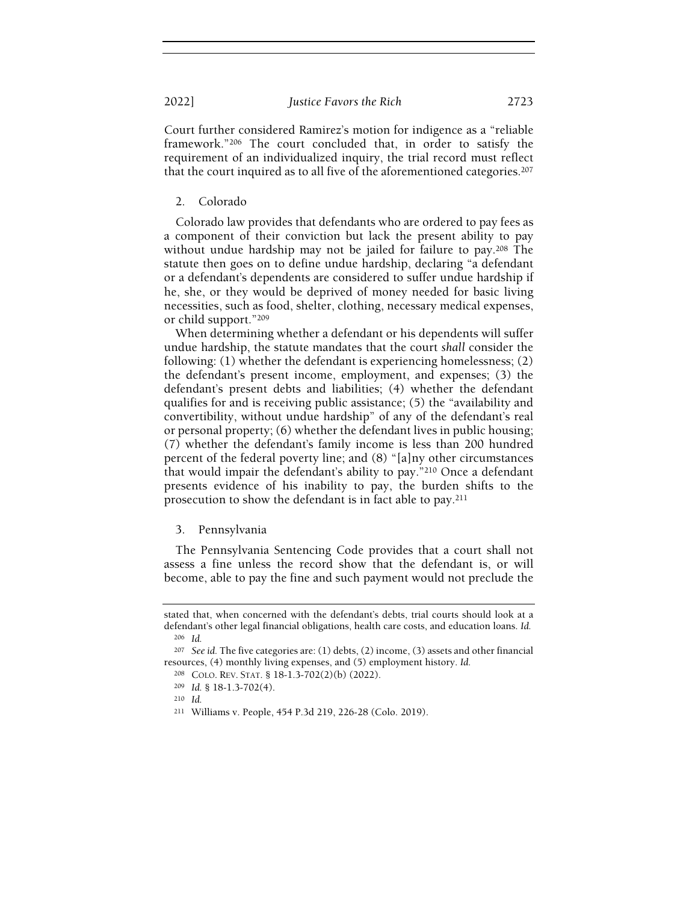Court further considered Ramirez's motion for indigence as a "reliable framework."[206] The court concluded that, in order to satisfy the requirement of an individualized inquiry, the trial record must reflect that the court inquired as to all five of the aforementioned categories.[207]

### 2. Colorado

Colorado law provides that defendants who are ordered to pay fees as a component of their conviction but lack the present ability to pay without undue hardship may not be jailed for failure to pay.[208] The statute then goes on to define undue hardship, declaring "a defendant or a defendant's dependents are considered to suffer undue hardship if he, she, or they would be deprived of money needed for basic living necessities, such as food, shelter, clothing, necessary medical expenses, or child support."[209]

When determining whether a defendant or his dependents will suffer undue hardship, the statute mandates that the court *shall* consider the following: (1) whether the defendant is experiencing homelessness; (2) the defendant's present income, employment, and expenses; (3) the defendant's present debts and liabilities; (4) whether the defendant qualifies for and is receiving public assistance; (5) the "availability and convertibility, without undue hardship" of any of the defendant's real or personal property; (6) whether the defendant lives in public housing; (7) whether the defendant's family income is less than 200 hundred percent of the federal poverty line; and (8) "[a]ny other circumstances that would impair the defendant's ability to pay."[210] Once a defendant presents evidence of his inability to pay, the burden shifts to the prosecution to show the defendant is in fact able to pay.[211]

### 3. Pennsylvania

The Pennsylvania Sentencing Code provides that a court shall not assess a fine unless the record show that the defendant is, or will become, able to pay the fine and such payment would not preclude the

---

stated that, when concerned with the defendant's debts, trial courts should look at a defendant's other legal financial obligations, health care costs, and education loans. *Id.*

[206] *Id.*

[207] *See id.* The five categories are: (1) debts, (2) income, (3) assets and other financial resources, (4) monthly living expenses, and (5) employment history. *Id.*

[208] COLO. REV. STAT. § 18-1.3-702(2)(b) (2022).

[209] *Id.* § 18-1.3-702(4).

[210] *Id.*

[211] Williams v. People, 454 P.3d 219, 226-28 (Colo. 2019).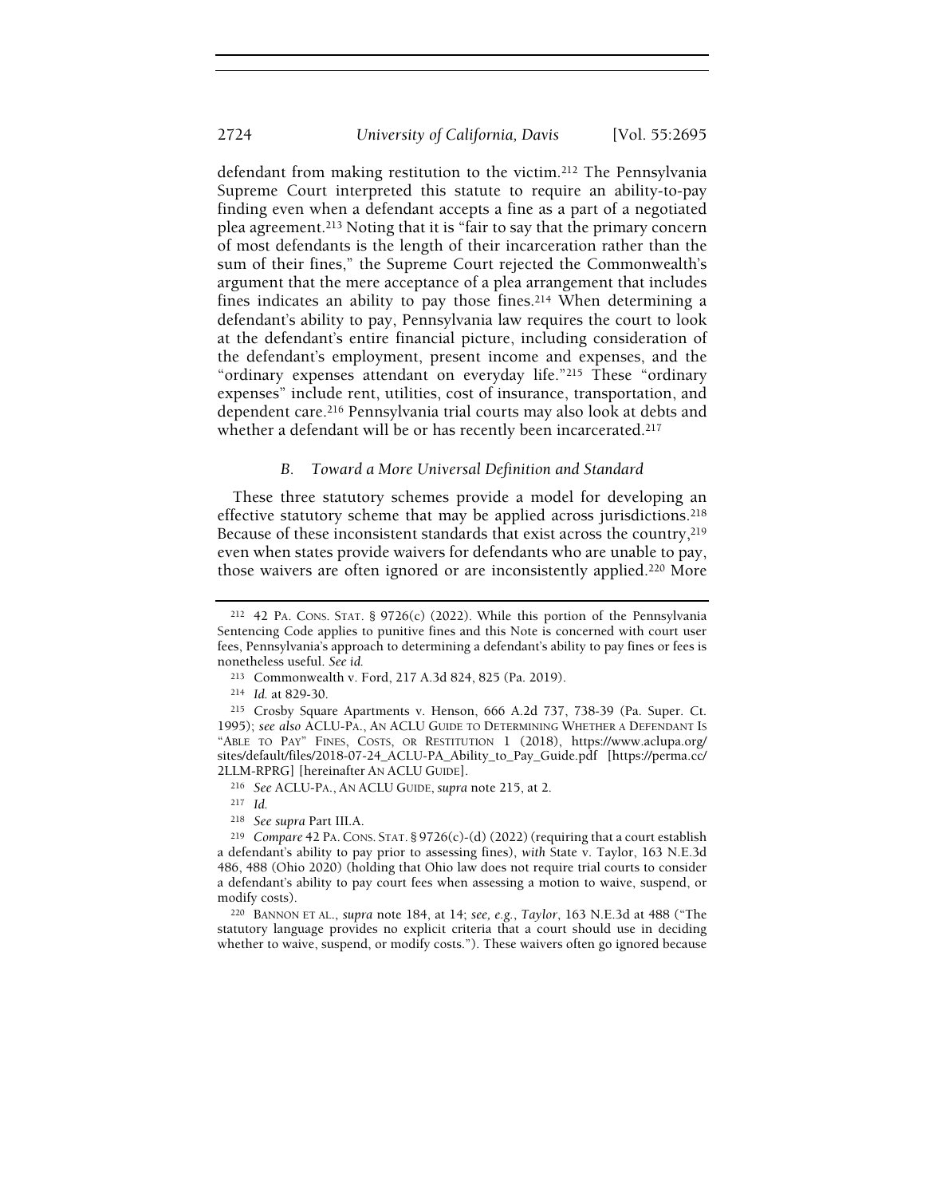defendant from making restitution to the victim.[212] The Pennsylvania Supreme Court interpreted this statute to require an ability-to-pay finding even when a defendant accepts a fine as a part of a negotiated plea agreement.[213] Noting that it is "fair to say that the primary concern of most defendants is the length of their incarceration rather than the sum of their fines," the Supreme Court rejected the Commonwealth's argument that the mere acceptance of a plea arrangement that includes fines indicates an ability to pay those fines.[214] When determining a defendant's ability to pay, Pennsylvania law requires the court to look at the defendant's entire financial picture, including consideration of the defendant's employment, present income and expenses, and the "ordinary expenses attendant on everyday life."[215] These "ordinary expenses" include rent, utilities, cost of insurance, transportation, and dependent care.[216] Pennsylvania trial courts may also look at debts and whether a defendant will be or has recently been incarcerated.[217]

### *B. Toward a More Universal Definition and Standard*

These three statutory schemes provide a model for developing an effective statutory scheme that may be applied across jurisdictions.[218] Because of these inconsistent standards that exist across the country,[219] even when states provide waivers for defendants who are unable to pay, those waivers are often ignored or are inconsistently applied.[220] More

---

[212] 42 PA. CONS. STAT. § 9726(c) (2022). While this portion of the Pennsylvania Sentencing Code applies to punitive fines and this Note is concerned with court user fees, Pennsylvania's approach to determining a defendant's ability to pay fines or fees is nonetheless useful. *See id.*

[213] Commonwealth v. Ford, 217 A.3d 824, 825 (Pa. 2019).

[214] *Id.* at 829-30.

[215] Crosby Square Apartments v. Henson, 666 A.2d 737, 738-39 (Pa. Super. Ct. 1995); *see also* ACLU-PA., AN ACLU GUIDE TO DETERMINING WHETHER A DEFENDANT IS "ABLE TO PAY" FINES, COSTS, OR RESTITUTION 1 (2018), https://www.aclupa.org/sites/default/files/2018-07-24_ACLU-PA_Ability_to_Pay_Guide.pdf [https://perma.cc/2LLM-RPRG] [hereinafter AN ACLU GUIDE].

[216] *See* ACLU-PA., AN ACLU GUIDE, *supra* note 215, at 2.

[217] *Id.*

[218] *See supra* Part III.A.

[219] *Compare* 42 PA. CONS. STAT. § 9726(c)-(d) (2022) (requiring that a court establish a defendant's ability to pay prior to assessing fines), *with* State v. Taylor, 163 N.E.3d 486, 488 (Ohio 2020) (holding that Ohio law does not require trial courts to consider a defendant's ability to pay court fees when assessing a motion to waive, suspend, or modify costs).

[220] BANNON ET AL., *supra* note 184, at 14; *see, e.g.*, *Taylor*, 163 N.E.3d at 488 ("The statutory language provides no explicit criteria that a court should use in deciding whether to waive, suspend, or modify costs."). These waivers often go ignored because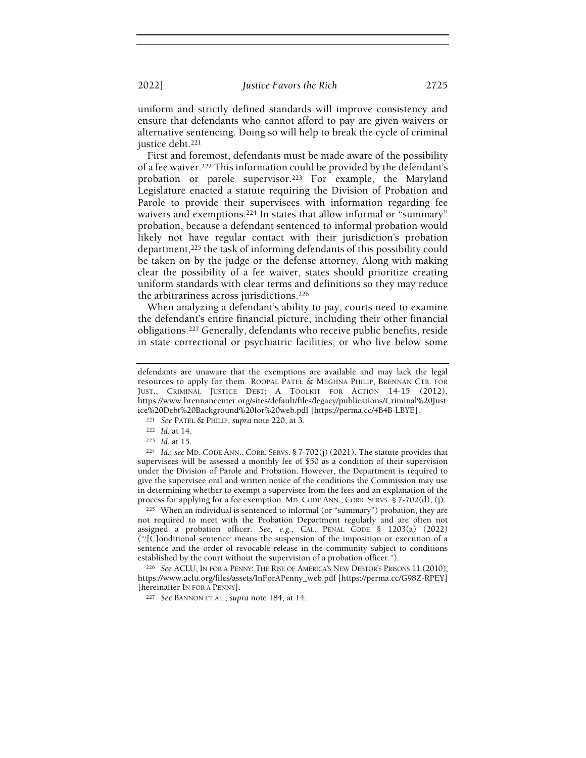uniform and strictly defined standards will improve consistency and ensure that defendants who cannot afford to pay are given waivers or alternative sentencing. Doing so will help to break the cycle of criminal justice debt.[221]

First and foremost, defendants must be made aware of the possibility of a fee waiver.[222] This information could be provided by the defendant's probation or parole supervisor.[223] For example, the Maryland Legislature enacted a statute requiring the Division of Probation and Parole to provide their supervisees with information regarding fee waivers and exemptions.[224] In states that allow informal or "summary" probation, because a defendant sentenced to informal probation would likely not have regular contact with their jurisdiction's probation department,[225] the task of informing defendants of this possibility could be taken on by the judge or the defense attorney. Along with making clear the possibility of a fee waiver, states should prioritize creating uniform standards with clear terms and definitions so they may reduce the arbitrariness across jurisdictions.[226]

When analyzing a defendant's ability to pay, courts need to examine the defendant's entire financial picture, including their other financial obligations.[227] Generally, defendants who receive public benefits, reside in state correctional or psychiatric facilities, or who live below some

---

defendants are unaware that the exemptions are available and may lack the legal resources to apply for them. ROOPAL PATEL & MEGHNA PHILIP, BRENNAN CTR. FOR JUST., CRIMINAL JUSTICE DEBT: A TOOLKIT FOR ACTION 14-15 (2012), https://www.brennancenter.org/sites/default/files/legacy/publications/Criminal%20Justice%20Debt%20Background%20for%20web.pdf [https://perma.cc/4B4B-LBYE].

[221] *See* PATEL & PHILIP, *supra* note 220, at 3.

[222] *Id.* at 14.

[223] *Id.* at 15.

[224] *Id.*; *see* MD. CODE ANN., CORR. SERVS. § 7-702(j) (2021). The statute provides that supervisees will be assessed a monthly fee of $50 as a condition of their supervision under the Division of Parole and Probation. However, the Department is required to give the supervisee oral and written notice of the conditions the Commission may use in determining whether to exempt a supervisee from the fees and an explanation of the process for applying for a fee exemption. MD. CODE ANN., CORR. SERVS. § 7-702(d), (j).

[225] When an individual is sentenced to informal (or "summary") probation, they are not required to meet with the Probation Department regularly and are often not assigned a probation officer. *See, e.g.*, CAL. PENAL CODE § 1203(a) (2022) ("'[C]onditional sentence' means the suspension of the imposition or execution of a sentence and the order of revocable release in the community subject to conditions established by the court without the supervision of a probation officer.").

[226] *See* ACLU, IN FOR A PENNY: THE RISE OF AMERICA'S NEW DEBTOR'S PRISONS 11 (2010), https://www.aclu.org/files/assets/InForAPenny_web.pdf [https://perma.cc/G98Z-RPEY] [hereinafter IN FOR A PENNY].

[227] *See* BANNON ET AL., *supra* note 184, at 14.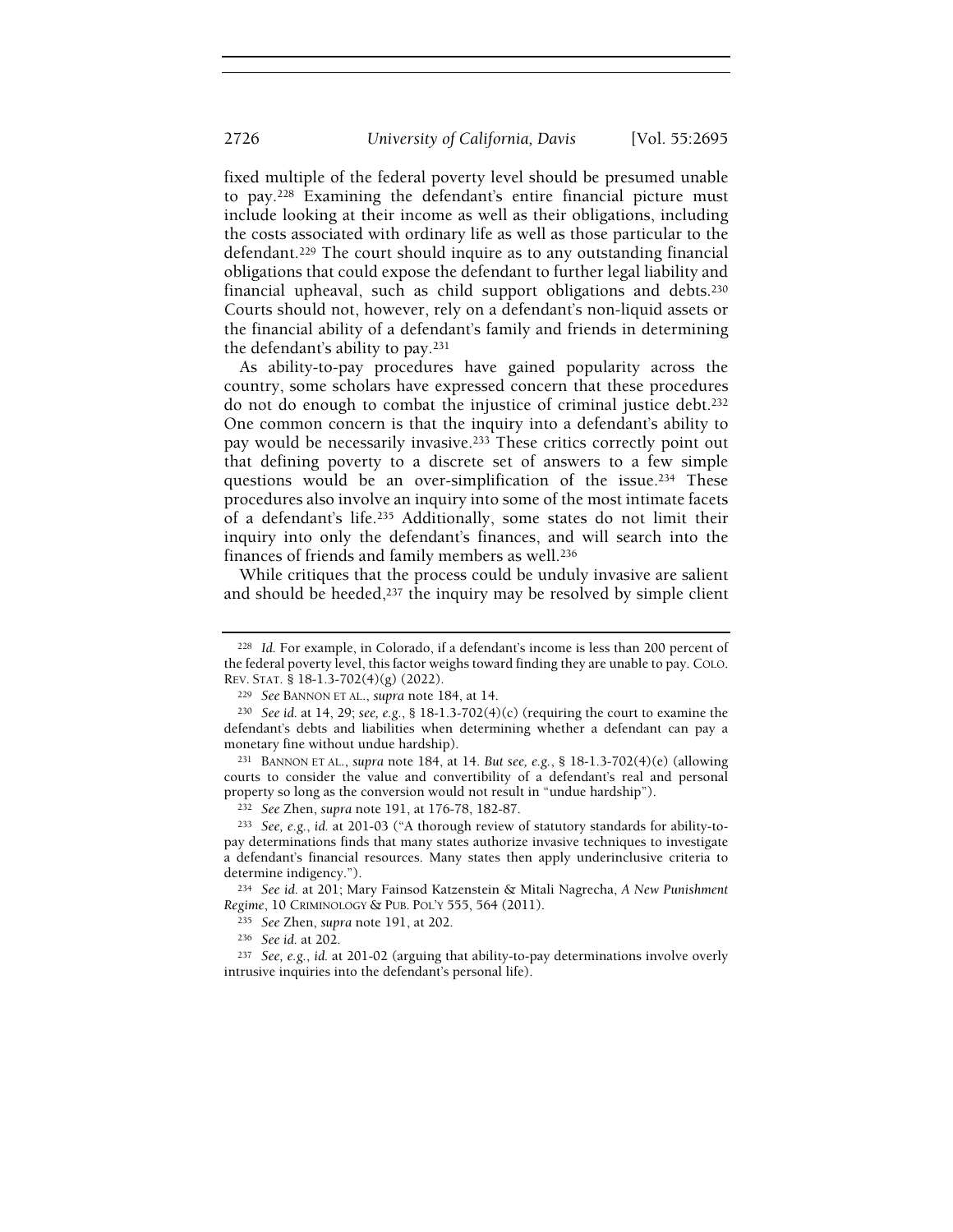fixed multiple of the federal poverty level should be presumed unable to pay.[228] Examining the defendant's entire financial picture must include looking at their income as well as their obligations, including the costs associated with ordinary life as well as those particular to the defendant.[229] The court should inquire as to any outstanding financial obligations that could expose the defendant to further legal liability and financial upheaval, such as child support obligations and debts.[230] Courts should not, however, rely on a defendant's non-liquid assets or the financial ability of a defendant's family and friends in determining the defendant's ability to pay.[231]

As ability-to-pay procedures have gained popularity across the country, some scholars have expressed concern that these procedures do not do enough to combat the injustice of criminal justice debt.[232] One common concern is that the inquiry into a defendant's ability to pay would be necessarily invasive.[233] These critics correctly point out that defining poverty to a discrete set of answers to a few simple questions would be an over-simplification of the issue.[234] These procedures also involve an inquiry into some of the most intimate facets of a defendant's life.[235] Additionally, some states do not limit their inquiry into only the defendant's finances, and will search into the finances of friends and family members as well.[236]

While critiques that the process could be unduly invasive are salient and should be heeded,[237] the inquiry may be resolved by simple client

---

[228] *Id.* For example, in Colorado, if a defendant's income is less than 200 percent of the federal poverty level, this factor weighs toward finding they are unable to pay. COLO. REV. STAT. § 18-1.3-702(4)(g) (2022).

[229] *See* BANNON ET AL., *supra* note 184, at 14.

[230] *See id.* at 14, 29; *see, e.g.*, § 18-1.3-702(4)(c) (requiring the court to examine the defendant's debts and liabilities when determining whether a defendant can pay a monetary fine without undue hardship).

[231] BANNON ET AL., *supra* note 184, at 14. *But see, e.g.*, § 18-1.3-702(4)(e) (allowing courts to consider the value and convertibility of a defendant's real and personal property so long as the conversion would not result in "undue hardship").

[232] *See* Zhen, *supra* note 191, at 176-78, 182-87.

[233] *See, e.g.*, *id.* at 201-03 ("A thorough review of statutory standards for ability-to-pay determinations finds that many states authorize invasive techniques to investigate a defendant's financial resources. Many states then apply underinclusive criteria to determine indigency.").

[234] *See id.* at 201; Mary Fainsod Katzenstein & Mitali Nagrecha, *A New Punishment Regime*, 10 CRIMINOLOGY & PUB. POL'Y 555, 564 (2011).

[235] *See* Zhen, *supra* note 191, at 202.

[236] *See id.* at 202.

[237] *See, e.g.*, *id.* at 201-02 (arguing that ability-to-pay determinations involve overly intrusive inquiries into the defendant's personal life).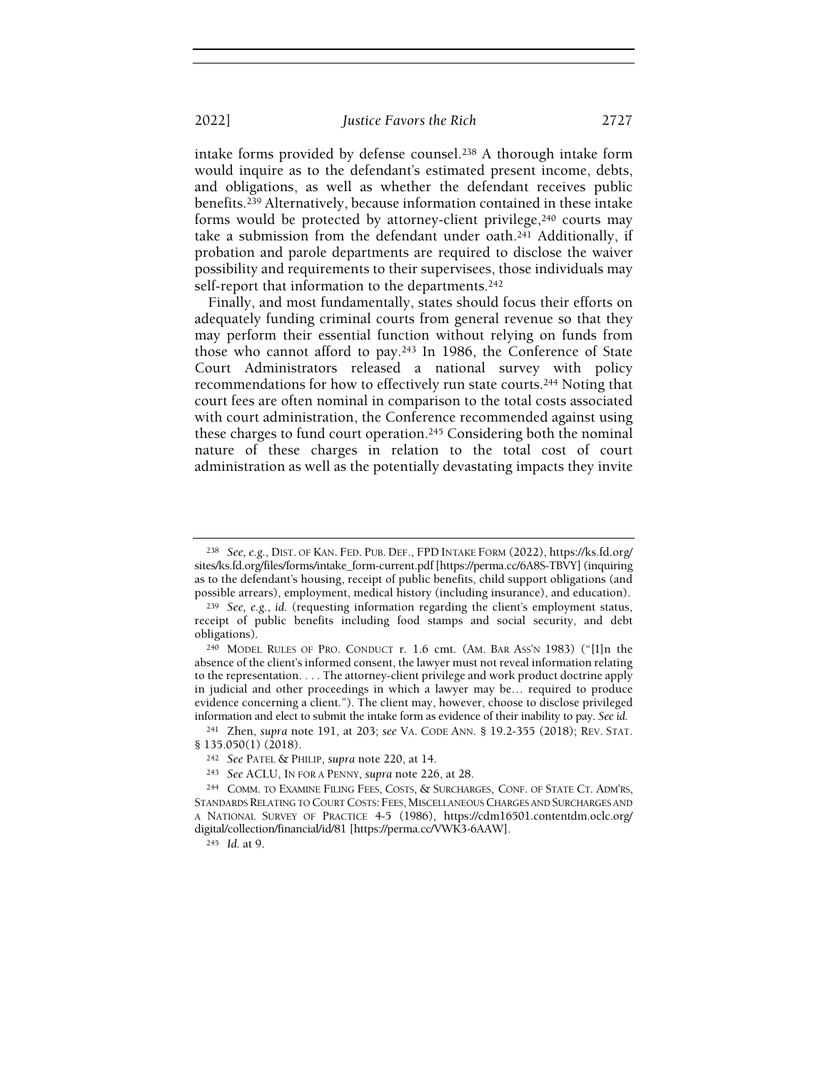intake forms provided by defense counsel.[238] A thorough intake form would inquire as to the defendant's estimated present income, debts, and obligations, as well as whether the defendant receives public benefits.[239] Alternatively, because information contained in these intake forms would be protected by attorney-client privilege,[240] courts may take a submission from the defendant under oath.[241] Additionally, if probation and parole departments are required to disclose the waiver possibility and requirements to their supervisees, those individuals may self-report that information to the departments.[242]

Finally, and most fundamentally, states should focus their efforts on adequately funding criminal courts from general revenue so that they may perform their essential function without relying on funds from those who cannot afford to pay.[243] In 1986, the Conference of State Court Administrators released a national survey with policy recommendations for how to effectively run state courts.[244] Noting that court fees are often nominal in comparison to the total costs associated with court administration, the Conference recommended against using these charges to fund court operation.[245] Considering both the nominal nature of these charges in relation to the total cost of court administration as well as the potentially devastating impacts they invite

---

[238] *See, e.g.*, DIST. OF KAN. FED. PUB. DEF., FPD INTAKE FORM (2022), https://ks.fd.org/sites/ks.fd.org/files/forms/intake_form-current.pdf [https://perma.cc/6A8S-TBVY] (inquiring as to the defendant's housing, receipt of public benefits, child support obligations (and possible arrears), employment, medical history (including insurance), and education).

[239] *See, e.g.*, *id.* (requesting information regarding the client's employment status, receipt of public benefits including food stamps and social security, and debt obligations).

[240] MODEL RULES OF PRO. CONDUCT r. 1.6 cmt. (AM. BAR ASS'N 1983) ("[I]n the absence of the client's informed consent, the lawyer must not reveal information relating to the representation. . . . The attorney-client privilege and work product doctrine apply in judicial and other proceedings in which a lawyer may be… required to produce evidence concerning a client."). The client may, however, choose to disclose privileged information and elect to submit the intake form as evidence of their inability to pay. *See id.*

[241] Zhen, *supra* note 191, at 203; *see* VA. CODE ANN. § 19.2-355 (2018); REV. STAT. § 135.050(1) (2018).

[242] *See* PATEL & PHILIP, *supra* note 220, at 14.

[243] *See* ACLU, IN FOR A PENNY, *supra* note 226, at 28.

[244] COMM. TO EXAMINE FILING FEES, COSTS, & SURCHARGES, CONF. OF STATE CT. ADM'RS, STANDARDS RELATING TO COURT COSTS: FEES, MISCELLANEOUS CHARGES AND SURCHARGES AND A NATIONAL SURVEY OF PRACTICE 4-5 (1986), https://cdm16501.contentdm.oclc.org/digital/collection/financial/id/81 [https://perma.cc/VWK3-6AAW].

[245] *Id.* at 9.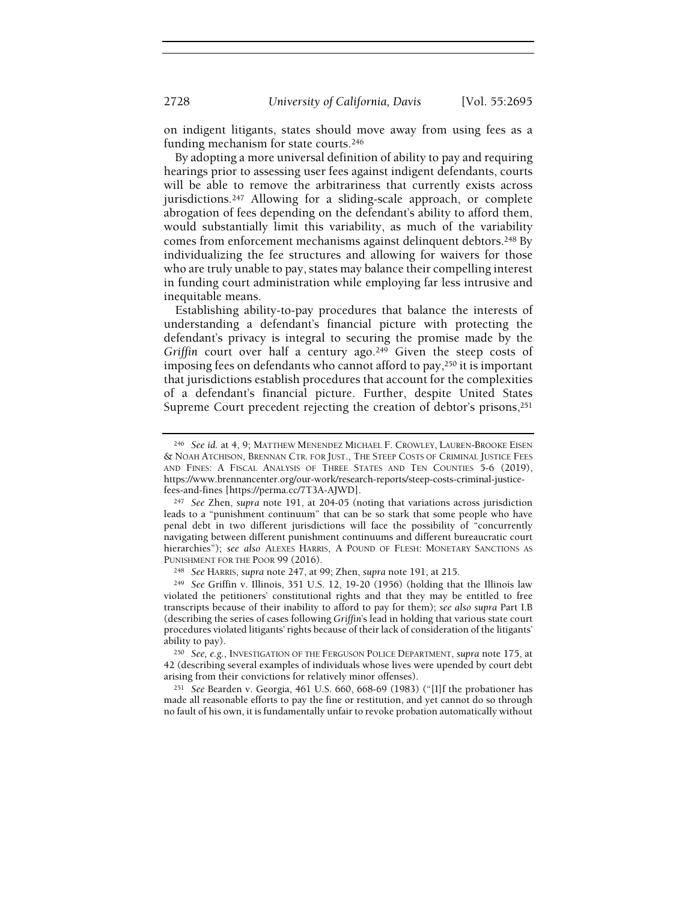on indigent litigants, states should move away from using fees as a funding mechanism for state courts.[246]

By adopting a more universal definition of ability to pay and requiring hearings prior to assessing user fees against indigent defendants, courts will be able to remove the arbitrariness that currently exists across jurisdictions.[247] Allowing for a sliding-scale approach, or complete abrogation of fees depending on the defendant's ability to afford them, would substantially limit this variability, as much of the variability comes from enforcement mechanisms against delinquent debtors.[248] By individualizing the fee structures and allowing for waivers for those who are truly unable to pay, states may balance their compelling interest in funding court administration while employing far less intrusive and inequitable means.

Establishing ability-to-pay procedures that balance the interests of understanding a defendant's financial picture with protecting the defendant's privacy is integral to securing the promise made by the *Griffin* court over half a century ago.[249] Given the steep costs of imposing fees on defendants who cannot afford to pay,[250] it is important that jurisdictions establish procedures that account for the complexities of a defendant's financial picture. Further, despite United States Supreme Court precedent rejecting the creation of debtor's prisons,[251]

---

[246] *See id.* at 4, 9; MATTHEW MENENDEZ MICHAEL F. CROWLEY, LAUREN-BROOKE EISEN & NOAH ATCHISON, BRENNAN CTR. FOR JUST., THE STEEP COSTS OF CRIMINAL JUSTICE FEES AND FINES: A FISCAL ANALYSIS OF THREE STATES AND TEN COUNTIES 5-6 (2019), https://www.brennancenter.org/our-work/research-reports/steep-costs-criminal-justice-fees-and-fines [https://perma.cc/7T3A-AJWD].

[247] *See* Zhen, *supra* note 191, at 204-05 (noting that variations across jurisdiction leads to a "punishment continuum" that can be so stark that some people who have penal debt in two different jurisdictions will face the possibility of "concurrently navigating between different punishment continuums and different bureaucratic court hierarchies"); *see also* ALEXES HARRIS, A POUND OF FLESH: MONETARY SANCTIONS AS PUNISHMENT FOR THE POOR 99 (2016).

[248] *See* HARRIS, *supra* note 247, at 99; Zhen, *supra* note 191, at 215.

[249] *See* Griffin v. Illinois, 351 U.S. 12, 19-20 (1956) (holding that the Illinois law violated the petitioners' constitutional rights and that they may be entitled to free transcripts because of their inability to afford to pay for them); *see also supra* Part I.B (describing the series of cases following *Griffin*'s lead in holding that various state court procedures violated litigants' rights because of their lack of consideration of the litigants' ability to pay).

[250] *See, e.g.*, INVESTIGATION OF THE FERGUSON POLICE DEPARTMENT, *supra* note 175, at 42 (describing several examples of individuals whose lives were upended by court debt arising from their convictions for relatively minor offenses).

[251] *See* Bearden v. Georgia, 461 U.S. 660, 668-69 (1983) ("[I]f the probationer has made all reasonable efforts to pay the fine or restitution, and yet cannot do so through no fault of his own, it is fundamentally unfair to revoke probation automatically without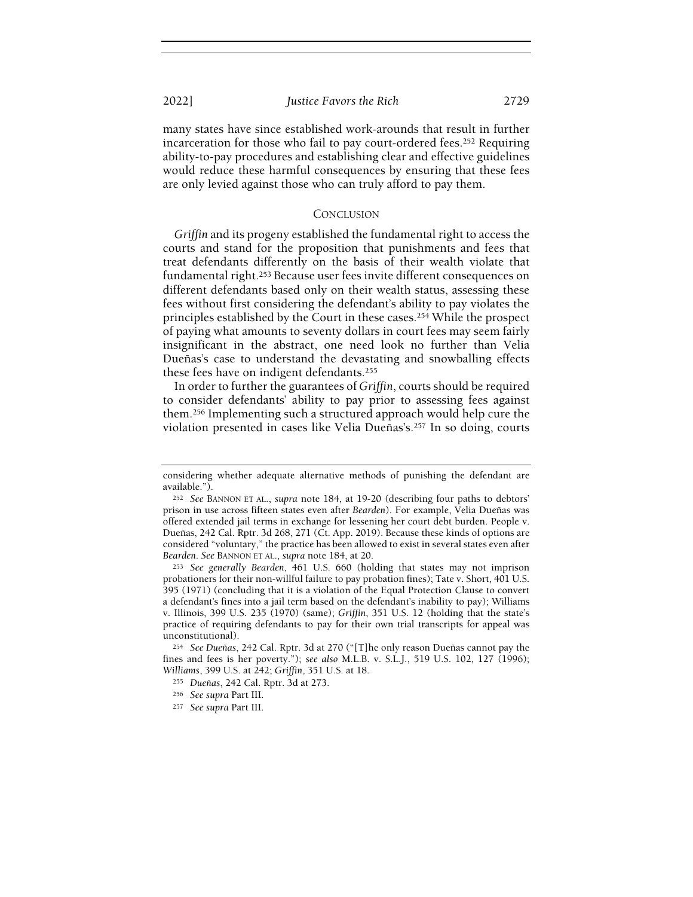many states have since established work-arounds that result in further incarceration for those who fail to pay court-ordered fees.[252] Requiring ability-to-pay procedures and establishing clear and effective guidelines would reduce these harmful consequences by ensuring that these fees are only levied against those who can truly afford to pay them.

## CONCLUSION

*Griffin* and its progeny established the fundamental right to access the courts and stand for the proposition that punishments and fees that treat defendants differently on the basis of their wealth violate that fundamental right.[253] Because user fees invite different consequences on different defendants based only on their wealth status, assessing these fees without first considering the defendant's ability to pay violates the principles established by the Court in these cases.[254] While the prospect of paying what amounts to seventy dollars in court fees may seem fairly insignificant in the abstract, one need look no further than Velia Dueñas's case to understand the devastating and snowballing effects these fees have on indigent defendants.[255]

In order to further the guarantees of *Griffin*, courts should be required to consider defendants' ability to pay prior to assessing fees against them.[256] Implementing such a structured approach would help cure the violation presented in cases like Velia Dueñas's.[257] In so doing, courts

---

considering whether adequate alternative methods of punishing the defendant are available.").

[252] *See* BANNON ET AL., *supra* note 184, at 19-20 (describing four paths to debtors' prison in use across fifteen states even after *Bearden*). For example, Velia Dueñas was offered extended jail terms in exchange for lessening her court debt burden. People v. Dueñas, 242 Cal. Rptr. 3d 268, 271 (Ct. App. 2019). Because these kinds of options are considered "voluntary," the practice has been allowed to exist in several states even after *Bearden*. *See* BANNON ET AL., *supra* note 184, at 20.

[253] *See generally Bearden*, 461 U.S. 660 (holding that states may not imprison probationers for their non-willful failure to pay probation fines); Tate v. Short, 401 U.S. 395 (1971) (concluding that it is a violation of the Equal Protection Clause to convert a defendant's fines into a jail term based on the defendant's inability to pay); Williams v. Illinois, 399 U.S. 235 (1970) (same); *Griffin*, 351 U.S. 12 (holding that the state's practice of requiring defendants to pay for their own trial transcripts for appeal was unconstitutional).

[254] *See Dueñas*, 242 Cal. Rptr. 3d at 270 ("[T]he only reason Dueñas cannot pay the fines and fees is her poverty."); *see also* M.L.B. v. S.L.J., 519 U.S. 102, 127 (1996); *Williams*, 399 U.S. at 242; *Griffin*, 351 U.S. at 18.

[255] *Dueñas*, 242 Cal. Rptr. 3d at 273.

[256] *See supra* Part III.

[257] *See supra* Part III.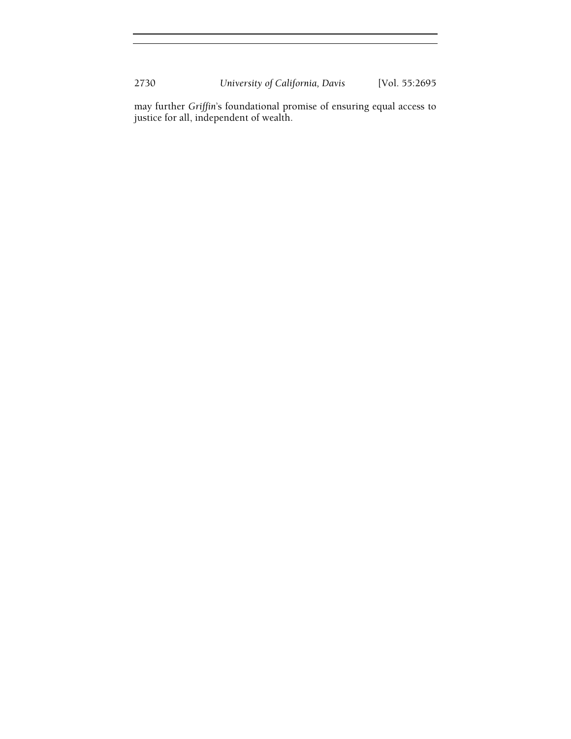may further *Griffin*'s foundational promise of ensuring equal access to justice for all, independent of wealth.